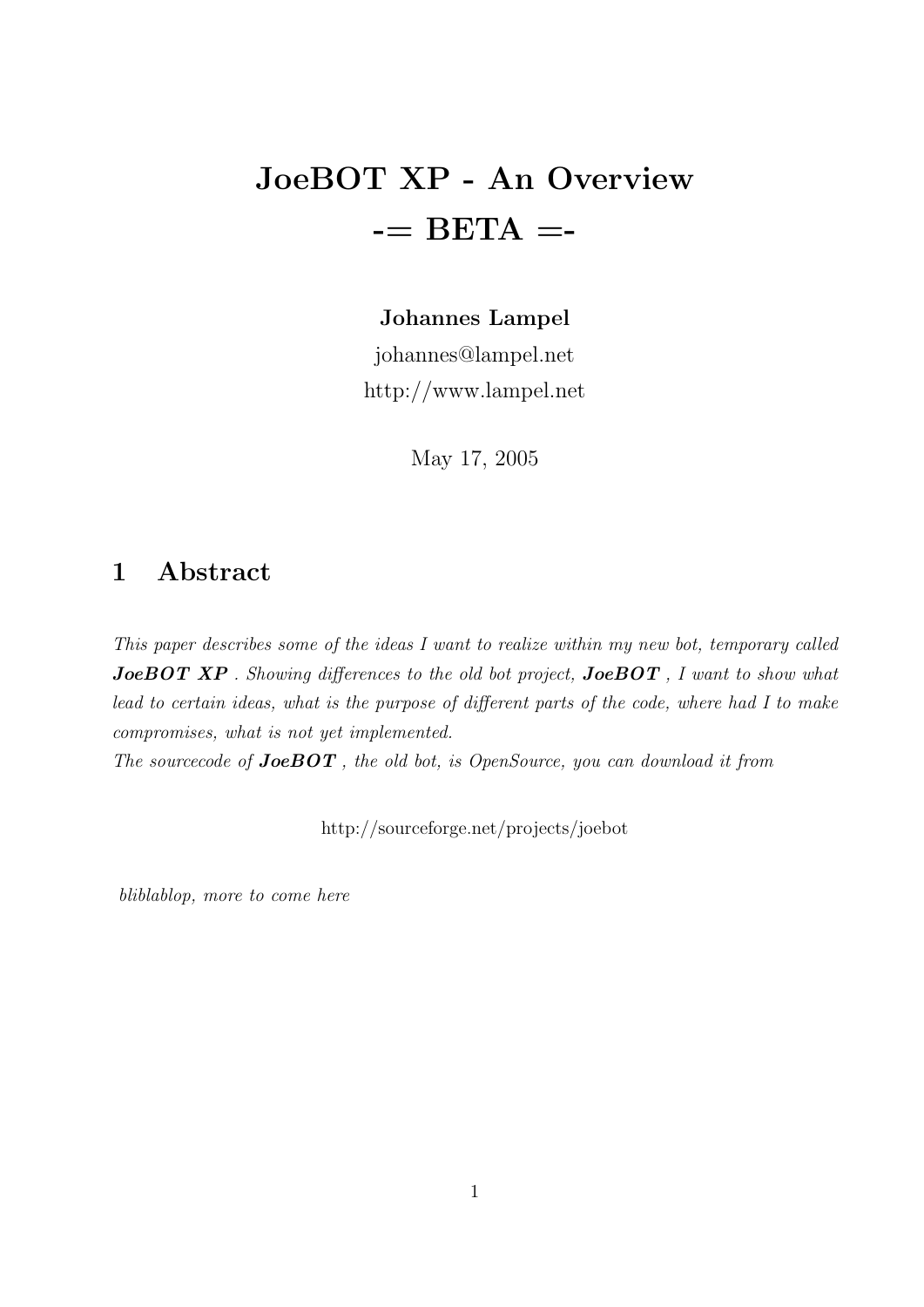# JoeBOT XP - An Overview
# -= BETA =-

**Johannes Lampel**
johannes@lampel.net
http://www.lampel.net

May 17, 2005

## 1 Abstract

*This paper describes some of the ideas I want to realize within my new bot, temporary called* ***JoeBOT XP*** *. Showing differences to the old bot project,* ***JoeBOT*** *, I want to show what lead to certain ideas, what is the purpose of different parts of the code, where had I to make compromises, what is not yet implemented.*
*The sourcecode of* ***JoeBOT*** *, the old bot, is OpenSource, you can download it from*

http://sourceforge.net/projects/joebot

*bliblablop, more to come here*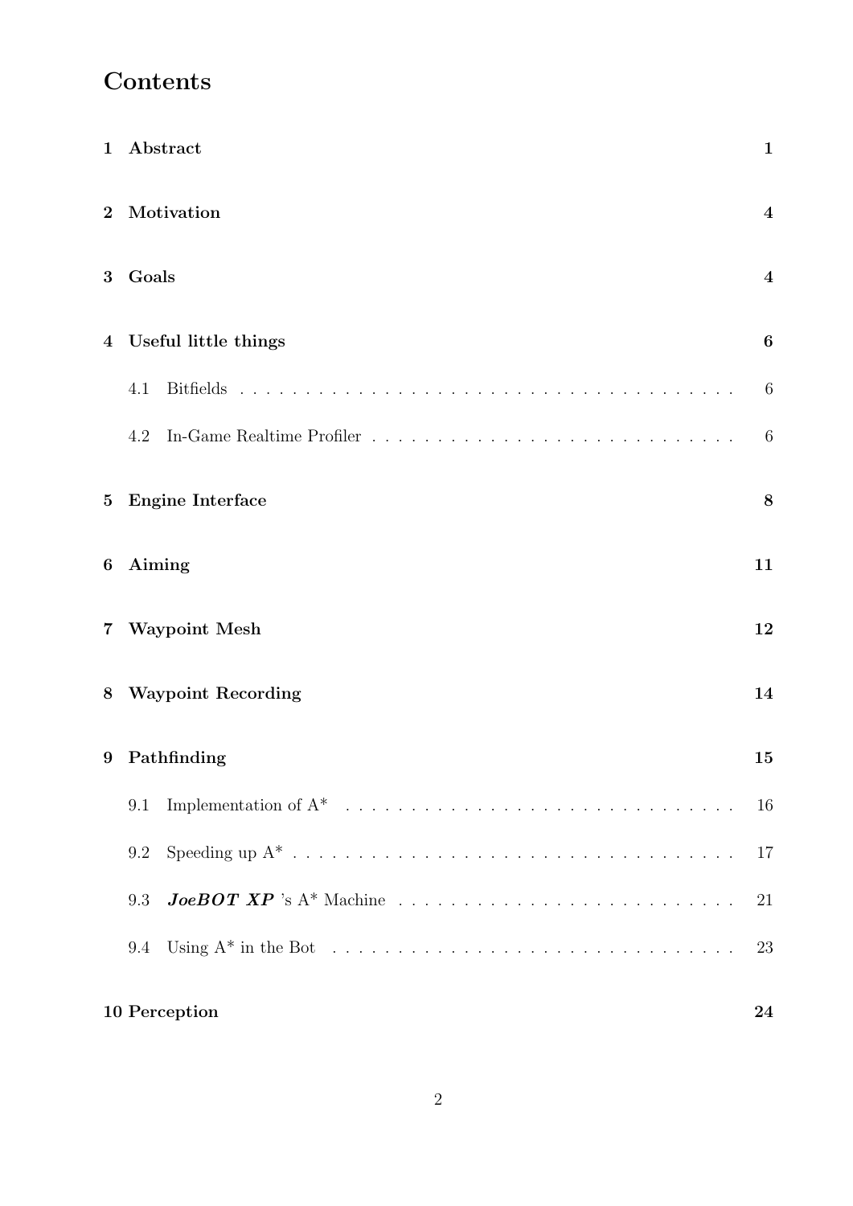# Contents

| | | |
|---|---|---|
| **1** | **Abstract** | **1** |
| **2** | **Motivation** | **4** |
| **3** | **Goals** | **4** |
| **4** | **Useful little things** | **6** |
| | 4.1 Bitfields | 6 |
| | 4.2 In-Game Realtime Profiler | 6 |
| **5** | **Engine Interface** | **8** |
| **6** | **Aiming** | **11** |
| **7** | **Waypoint Mesh** | **12** |
| **8** | **Waypoint Recording** | **14** |
| **9** | **Pathfinding** | **15** |
| | 9.1 Implementation of A* | 16 |
| | 9.2 Speeding up A* | 17 |
| | 9.3 ***JoeBOT XP*** 's A* Machine | 21 |
| | 9.4 Using A* in the Bot | 23 |
| **10** | **Perception** | **24** |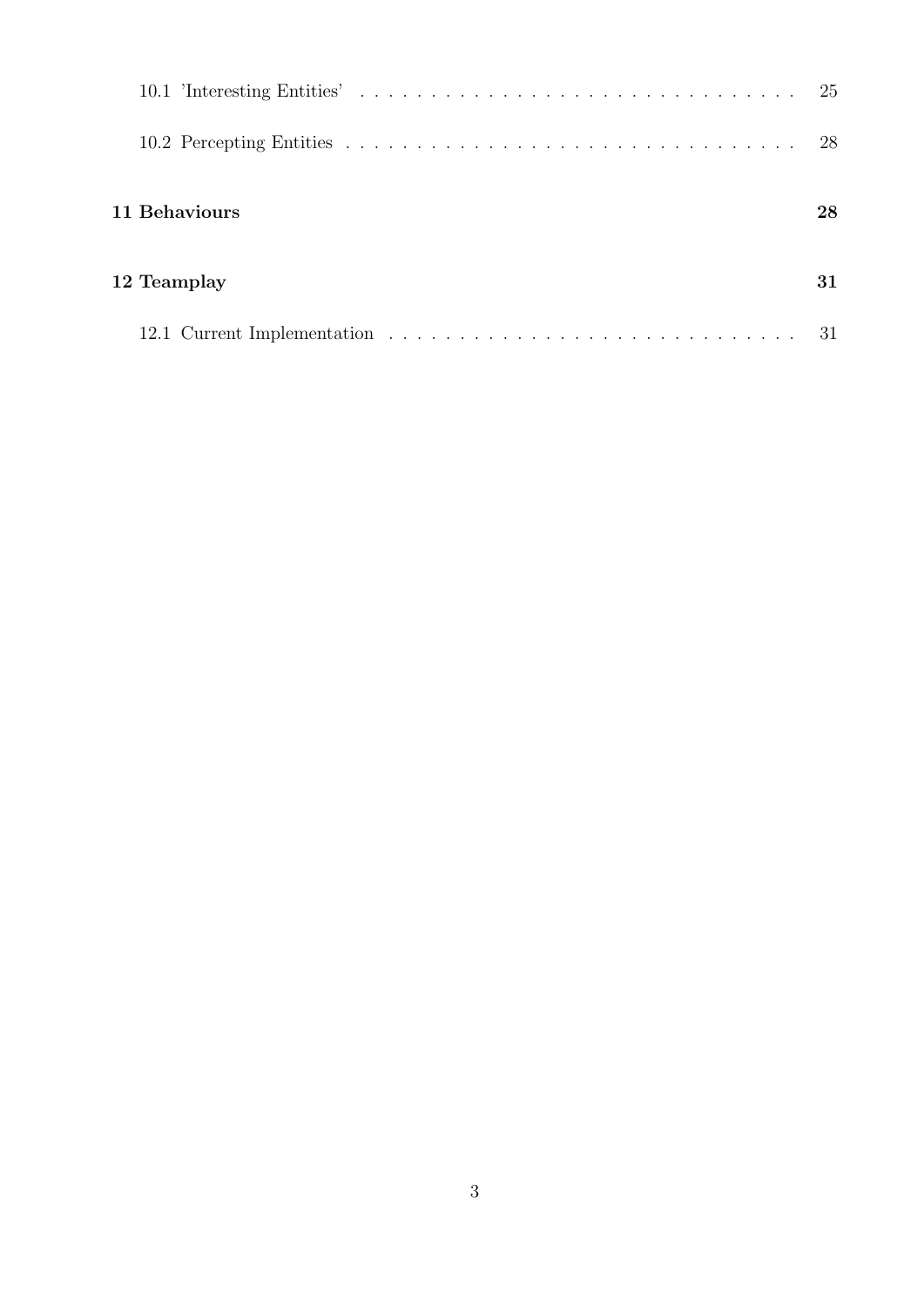10.1 'Interesting Entities' . . . . . . . . . . . . . . . . . . . . . . . . . . . . . . 25

10.2 Percepting Entities . . . . . . . . . . . . . . . . . . . . . . . . . . . . . . . . 28

**11 Behaviours** **28**

**12 Teamplay** **31**

12.1 Current Implementation . . . . . . . . . . . . . . . . . . . . . . . . . . . . 31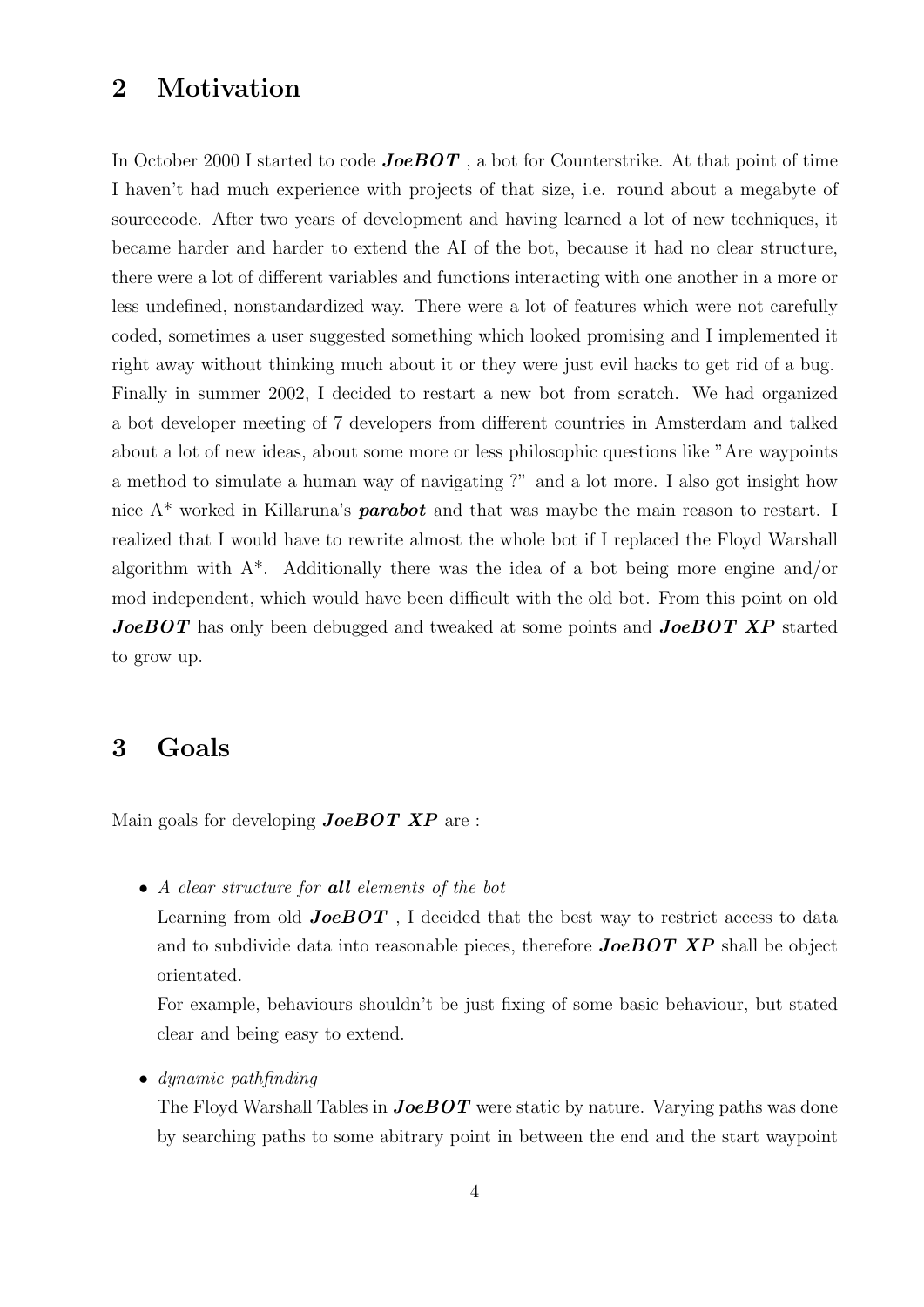## 2 Motivation

In October 2000 I started to code ***JoeBOT*** , a bot for Counterstrike. At that point of time I haven't had much experience with projects of that size, i.e. round about a megabyte of sourcecode. After two years of development and having learned a lot of new techniques, it became harder and harder to extend the AI of the bot, because it had no clear structure, there were a lot of different variables and functions interacting with one another in a more or less undefined, nonstandardized way. There were a lot of features which were not carefully coded, sometimes a user suggested something which looked promising and I implemented it right away without thinking much about it or they were just evil hacks to get rid of a bug. Finally in summer 2002, I decided to restart a new bot from scratch. We had organized a bot developer meeting of 7 developers from different countries in Amsterdam and talked about a lot of new ideas, about some more or less philosophic questions like "Are waypoints a method to simulate a human way of navigating ?" and a lot more. I also got insight how nice A* worked in Killaruna's ***parabot*** and that was maybe the main reason to restart. I realized that I would have to rewrite almost the whole bot if I replaced the Floyd Warshall algorithm with A*. Additionally there was the idea of a bot being more engine and/or mod independent, which would have been difficult with the old bot. From this point on old ***JoeBOT*** has only been debugged and tweaked at some points and ***JoeBOT XP*** started to grow up.

## 3 Goals

Main goals for developing ***JoeBOT XP*** are :

- *A clear structure for **all** elements of the bot*

  Learning from old ***JoeBOT*** , I decided that the best way to restrict access to data and to subdivide data into reasonable pieces, therefore ***JoeBOT XP*** shall be object orientated.

  For example, behaviours shouldn't be just fixing of some basic behaviour, but stated clear and being easy to extend.

- *dynamic pathfinding*

  The Floyd Warshall Tables in ***JoeBOT*** were static by nature. Varying paths was done by searching paths to some abitrary point in between the end and the start waypoint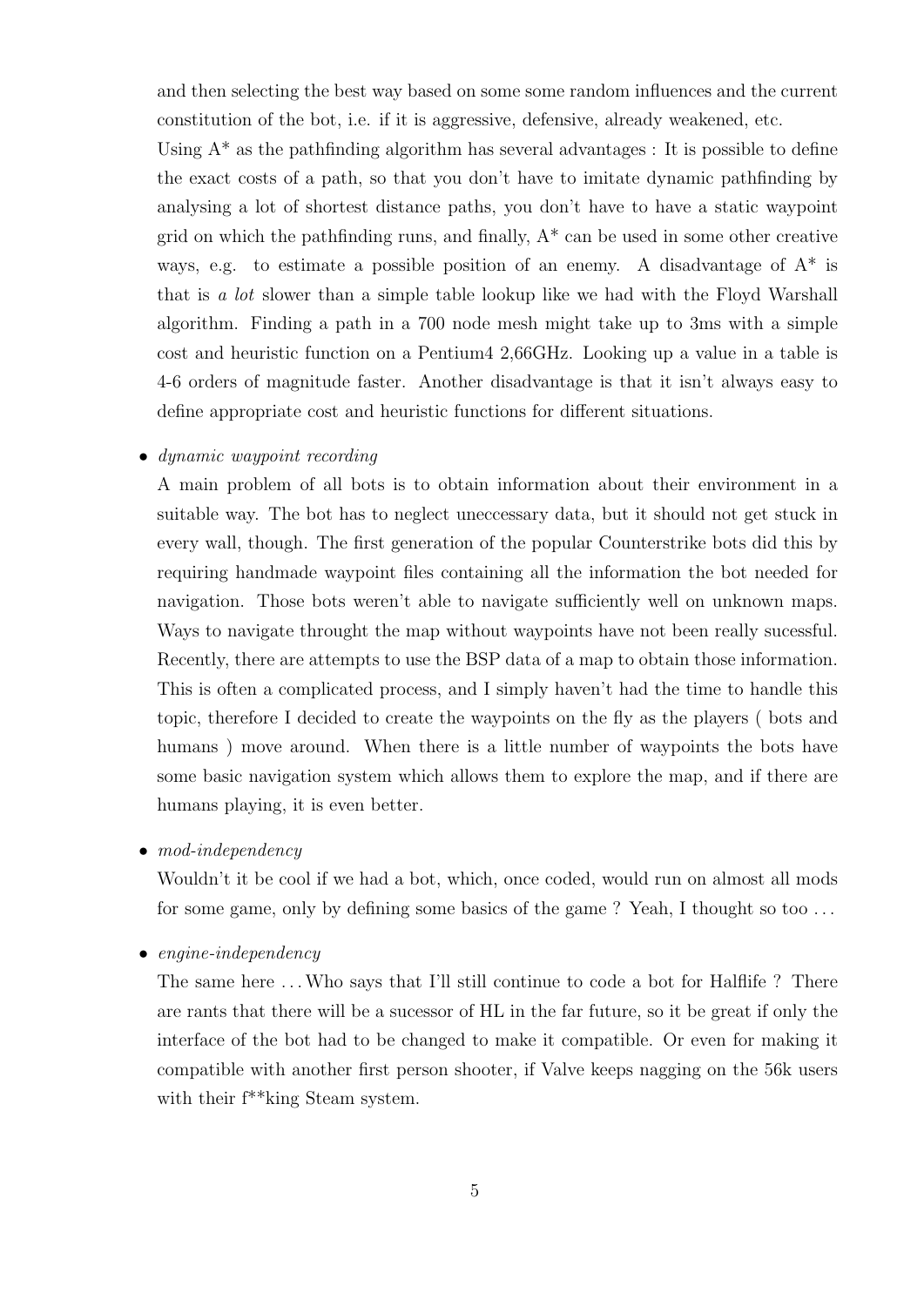and then selecting the best way based on some some random influences and the current constitution of the bot, i.e. if it is aggressive, defensive, already weakened, etc.

Using A* as the pathfinding algorithm has several advantages : It is possible to define the exact costs of a path, so that you don't have to imitate dynamic pathfinding by analysing a lot of shortest distance paths, you don't have to have a static waypoint grid on which the pathfinding runs, and finally, A* can be used in some other creative ways, e.g. to estimate a possible position of an enemy. A disadvantage of A* is that is *a lot* slower than a simple table lookup like we had with the Floyd Warshall algorithm. Finding a path in a 700 node mesh might take up to 3ms with a simple cost and heuristic function on a Pentium4 2,66GHz. Looking up a value in a table is 4-6 orders of magnitude faster. Another disadvantage is that it isn't always easy to define appropriate cost and heuristic functions for different situations.

- *dynamic waypoint recording*

  A main problem of all bots is to obtain information about their environment in a suitable way. The bot has to neglect uneccessary data, but it should not get stuck in every wall, though. The first generation of the popular Counterstrike bots did this by requiring handmade waypoint files containing all the information the bot needed for navigation. Those bots weren't able to navigate sufficiently well on unknown maps. Ways to navigate throught the map without waypoints have not been really sucessful. Recently, there are attempts to use the BSP data of a map to obtain those information. This is often a complicated process, and I simply haven't had the time to handle this topic, therefore I decided to create the waypoints on the fly as the players ( bots and humans ) move around. When there is a little number of waypoints the bots have some basic navigation system which allows them to explore the map, and if there are humans playing, it is even better.

- *mod-independency*

  Wouldn't it be cool if we had a bot, which, once coded, would run on almost all mods for some game, only by defining some basics of the game ? Yeah, I thought so too ...

- *engine-independency*

  The same here ... Who says that I'll still continue to code a bot for Halflife ? There are rants that there will be a sucessor of HL in the far future, so it be great if only the interface of the bot had to be changed to make it compatible. Or even for making it compatible with another first person shooter, if Valve keeps nagging on the 56k users with their f**king Steam system.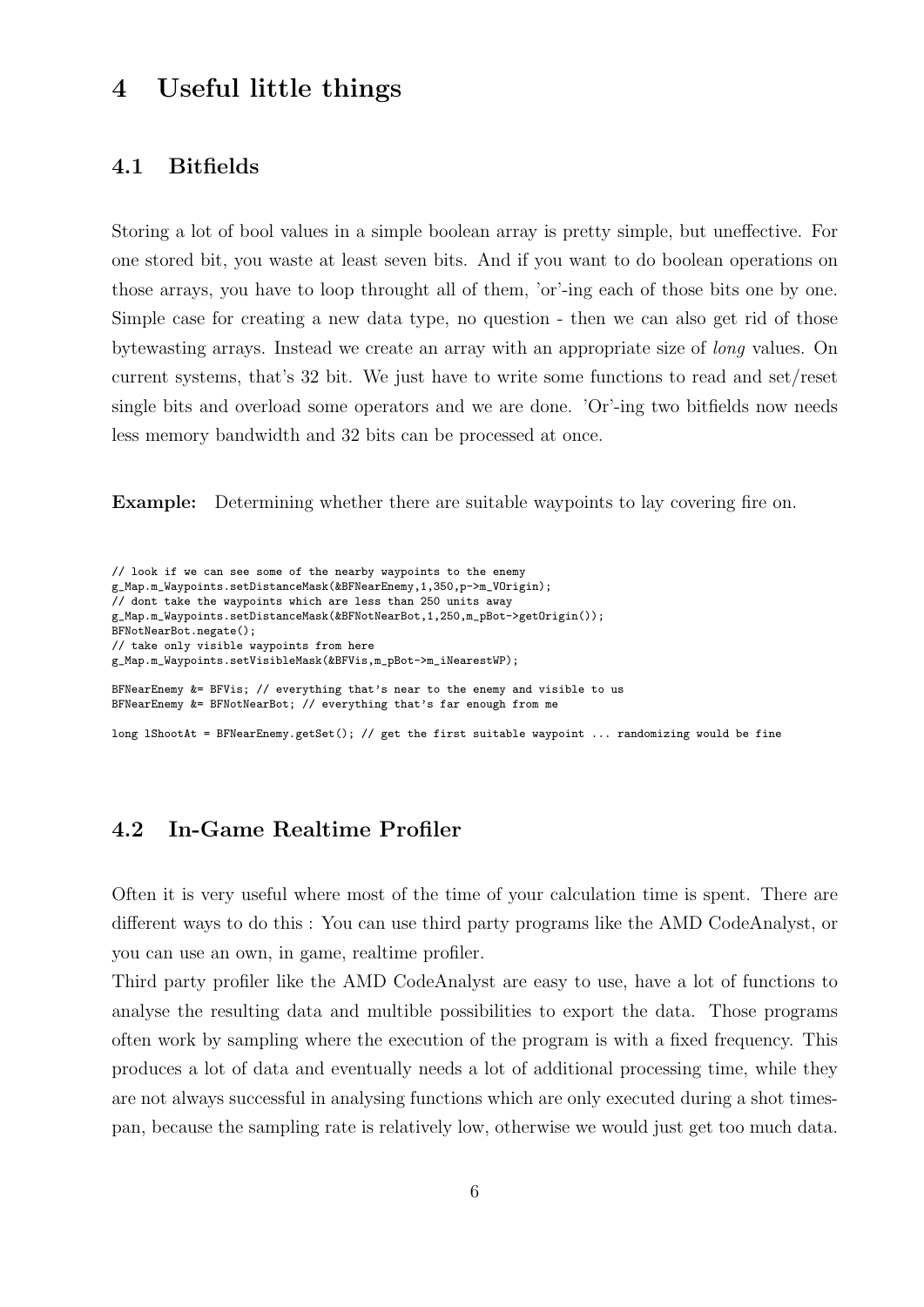# 4 Useful little things

## 4.1 Bitfields

Storing a lot of bool values in a simple boolean array is pretty simple, but uneffective. For one stored bit, you waste at least seven bits. And if you want to do boolean operations on those arrays, you have to loop throught all of them, 'or'-ing each of those bits one by one. Simple case for creating a new data type, no question - then we can also get rid of those bytewasting arrays. Instead we create an array with an appropriate size of *long* values. On current systems, that's 32 bit. We just have to write some functions to read and set/reset single bits and overload some operators and we are done. 'Or'-ing two bitfields now needs less memory bandwidth and 32 bits can be processed at once.

**Example:** Determining whether there are suitable waypoints to lay covering fire on.

```
// look if we can see some of the nearby waypoints to the enemy
g_Map.m_Waypoints.setDistanceMask(&BFNearEnemy,1,350,p->m_VOrigin);
// dont take the waypoints which are less than 250 units away
g_Map.m_Waypoints.setDistanceMask(&BFNotNearBot,1,250,m_pBot->getOrigin());
BFNotNearBot.negate();
// take only visible waypoints from here
g_Map.m_Waypoints.setVisibleMask(&BFVis,m_pBot->m_iNearestWP);

BFNearEnemy &= BFVis; // everything that's near to the enemy and visible to us
BFNearEnemy &= BFNotNearBot; // everything that's far enough from me

long lShootAt = BFNearEnemy.getSet(); // get the first suitable waypoint ... randomizing would be fine
```

## 4.2 In-Game Realtime Profiler

Often it is very useful where most of the time of your calculation time is spent. There are different ways to do this : You can use third party programs like the AMD CodeAnalyst, or you can use an own, in game, realtime profiler.

Third party profiler like the AMD CodeAnalyst are easy to use, have a lot of functions to analyse the resulting data and multible possibilities to export the data. Those programs often work by sampling where the execution of the program is with a fixed frequency. This produces a lot of data and eventually needs a lot of additional processing time, while they are not always successful in analysing functions which are only executed during a shot timespan, because the sampling rate is relatively low, otherwise we would just get too much data.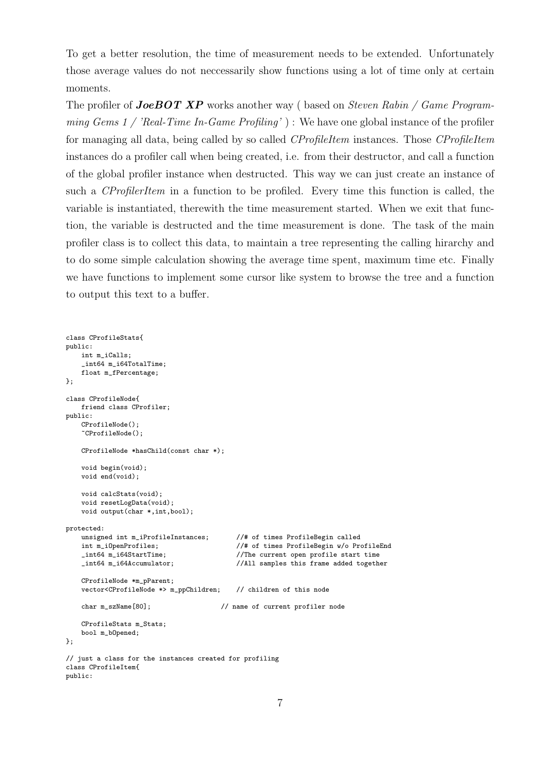To get a better resolution, the time of measurement needs to be extended. Unfortunately those average values do not neccessarily show functions using a lot of time only at certain moments.

The profiler of ***JoeBOT XP*** works another way ( based on *Steven Rabin / Game Programming Gems 1 / 'Real-Time In-Game Profiling'* ) : We have one global instance of the profiler for managing all data, being called by so called *CProfileItem* instances. Those *CProfileItem* instances do a profiler call when being created, i.e. from their destructor, and call a function of the global profiler instance when destructed. This way we can just create an instance of such a *CProfilerItem* in a function to be profiled. Every time this function is called, the variable is instantiated, therewith the time measurement started. When we exit that function, the variable is destructed and the time measurement is done. The task of the main profiler class is to collect this data, to maintain a tree representing the calling hirarchy and to do some simple calculation showing the average time spent, maximum time etc. Finally we have functions to implement some cursor like system to browse the tree and a function to output this text to a buffer.

```
class CProfileStats{
public:
    int m_iCalls;
    _int64 m_i64TotalTime;
    float m_fPercentage;
};

class CProfileNode{
    friend class CProfiler;
public:
    CProfileNode();
    ~CProfileNode();

    CProfileNode *hasChild(const char *);

    void begin(void);
    void end(void);

    void calcStats(void);
    void resetLogData(void);
    void output(char *,int,bool);

protected:
    unsigned int m_iProfileInstances;       //# of times ProfileBegin called
    int m_iOpenProfiles;                    //# of times ProfileBegin w/o ProfileEnd
    _int64 m_i64StartTime;                  //The current open profile start time
    _int64 m_i64Accumulator;                //All samples this frame added together

    CProfileNode *m_pParent;
    vector<CProfileNode *> m_ppChildren;    // children of this node

    char m_szName[80];                  // name of current profiler node

    CProfileStats m_Stats;
    bool m_bOpened;
};

// just a class for the instances created for profiling
class CProfileItem{
public:
```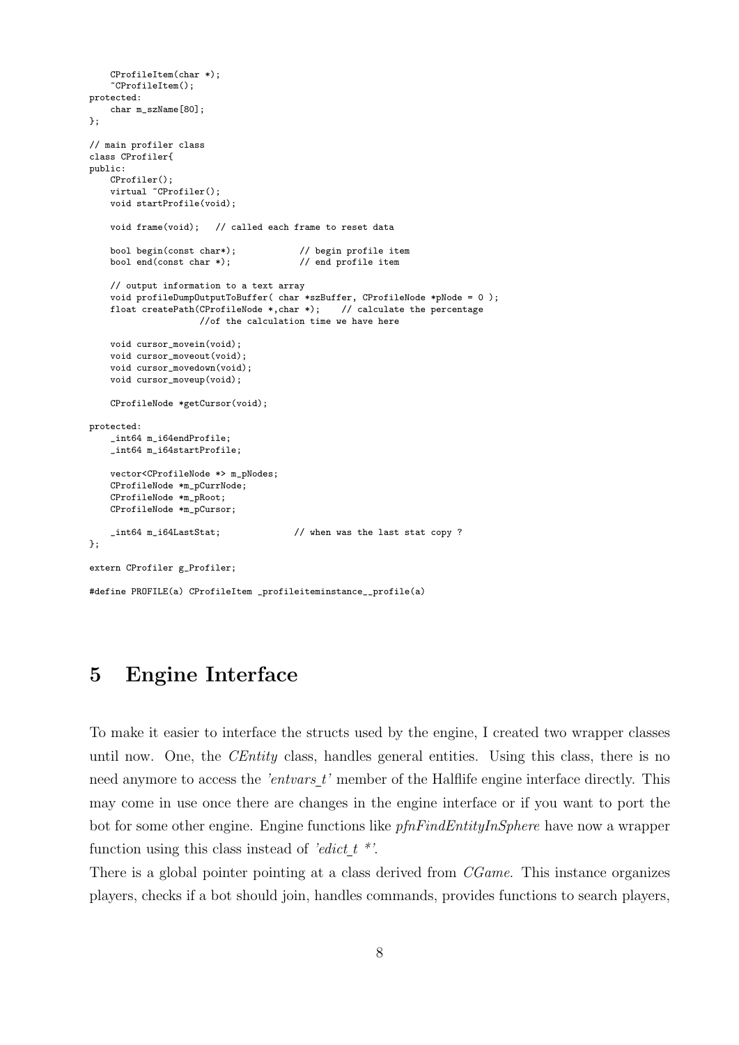```
    CProfileItem(char *);
    ~CProfileItem();
protected:
    char m_szName[80];
};

// main profiler class
class CProfiler{
public:
    CProfiler();
    virtual ~CProfiler();
    void startProfile(void);

    void frame(void);   // called each frame to reset data

    bool begin(const char*);            // begin profile item
    bool end(const char *);             // end profile item

    // output information to a text array
    void profileDumpOutputToBuffer( char *szBuffer, CProfileNode *pNode = 0 );
    float createPath(CProfileNode *,char *);    // calculate the percentage
                    //of the calculation time we have here

    void cursor_movein(void);
    void cursor_moveout(void);
    void cursor_movedown(void);
    void cursor_moveup(void);

    CProfileNode *getCursor(void);

protected:
    _int64 m_i64endProfile;
    _int64 m_i64startProfile;

    vector<CProfileNode *> m_pNodes;
    CProfileNode *m_pCurrNode;
    CProfileNode *m_pRoot;
    CProfileNode *m_pCursor;

    _int64 m_i64LastStat;              // when was the last stat copy ?
};

extern CProfiler g_Profiler;

#define PROFILE(a) CProfileItem _profileiteminstance__profile(a)
```

# 5 Engine Interface

To make it easier to interface the structs used by the engine, I created two wrapper classes until now. One, the *CEntity* class, handles general entities. Using this class, there is no need anymore to access the *'entvars_t'* member of the Halflife engine interface directly. This may come in use once there are changes in the engine interface or if you want to port the bot for some other engine. Engine functions like *pfnFindEntityInSphere* have now a wrapper function using this class instead of *'edict_t \*'*.

There is a global pointer pointing at a class derived from *CGame*. This instance organizes players, checks if a bot should join, handles commands, provides functions to search players,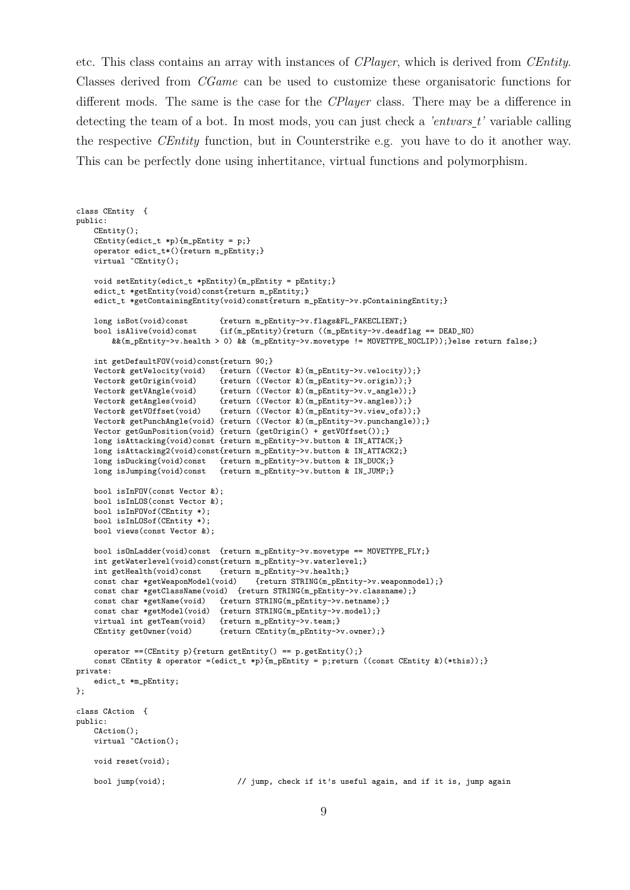etc. This class contains an array with instances of *CPlayer*, which is derived from *CEntity*. Classes derived from *CGame* can be used to customize these organisatoric functions for different mods. The same is the case for the *CPlayer* class. There may be a difference in detecting the team of a bot. In most mods, you can just check a *'entvars_t'* variable calling the respective *CEntity* function, but in Counterstrike e.g. you have to do it another way. This can be perfectly done using inhertitance, virtual functions and polymorphism.

```
class CEntity  {
public:
    CEntity();
    CEntity(edict_t *p){m_pEntity = p;}
    operator edict_t*(){return m_pEntity;}
    virtual ~CEntity();

    void setEntity(edict_t *pEntity){m_pEntity = pEntity;}
    edict_t *getEntity(void)const{return m_pEntity;}
    edict_t *getContainingEntity(void)const{return m_pEntity->v.pContainingEntity;}

    long isBot(void)const       {return m_pEntity->v.flags&FL_FAKECLIENT;}
    bool isAlive(void)const     {if(m_pEntity){return ((m_pEntity->v.deadflag == DEAD_NO)
        &&(m_pEntity->v.health > 0) && (m_pEntity->v.movetype != MOVETYPE_NOCLIP));}else return false;}

    int getDefaultFOV(void)const{return 90;}
    Vector& getVelocity(void)   {return ((Vector &)(m_pEntity->v.velocity));}
    Vector& getOrigin(void)     {return ((Vector &)(m_pEntity->v.origin));}
    Vector& getVAngle(void)     {return ((Vector &)(m_pEntity->v.v_angle));}
    Vector& getAngles(void)     {return ((Vector &)(m_pEntity->v.angles));}
    Vector& getVOffset(void)    {return ((Vector &)(m_pEntity->v.view_ofs));}
    Vector& getPunchAngle(void) {return ((Vector &)(m_pEntity->v.punchangle));}
    Vector getGunPosition(void) {return (getOrigin() + getVOffset());}
    long isAttacking(void)const {return m_pEntity->v.button & IN_ATTACK;}
    long isAttacking2(void)const{return m_pEntity->v.button & IN_ATTACK2;}
    long isDucking(void)const   {return m_pEntity->v.button & IN_DUCK;}
    long isJumping(void)const   {return m_pEntity->v.button & IN_JUMP;}

    bool isInFOV(const Vector &);
    bool isInLOS(const Vector &);
    bool isInFOVof(CEntity *);
    bool isInLOSof(CEntity *);
    bool views(const Vector &);

    bool isOnLadder(void)const  {return m_pEntity->v.movetype == MOVETYPE_FLY;}
    int getWaterlevel(void)const{return m_pEntity->v.waterlevel;}
    int getHealth(void)const    {return m_pEntity->v.health;}
    const char *getWeaponModel(void)    {return STRING(m_pEntity->v.weaponmodel);}
    const char *getClassName(void)  {return STRING(m_pEntity->v.classname);}
    const char *getName(void)   {return STRING(m_pEntity->v.netname);}
    const char *getModel(void)  {return STRING(m_pEntity->v.model);}
    virtual int getTeam(void)   {return m_pEntity->v.team;}
    CEntity getOwner(void)      {return CEntity(m_pEntity->v.owner);}

    operator ==(CEntity p){return getEntity() == p.getEntity();}
    const CEntity & operator =(edict_t *p){m_pEntity = p;return ((const CEntity &)(*this));}
private:
    edict_t *m_pEntity;
};

class CAction  {
public:
    CAction();
    virtual ~CAction();

    void reset(void);

    bool jump(void);                // jump, check if it's useful again, and if it is, jump again
```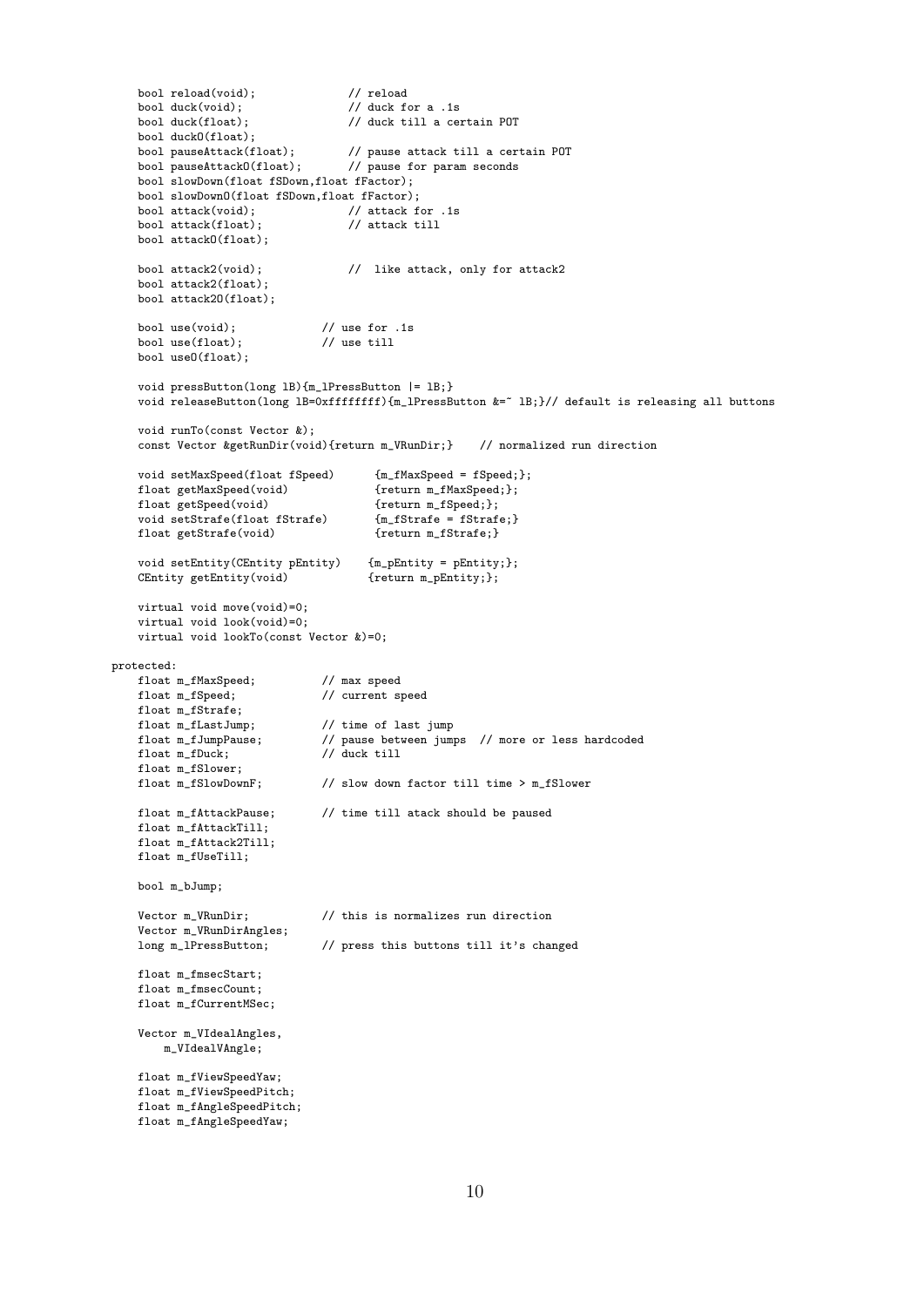```
    bool reload(void);              // reload
    bool duck(void);                // duck for a .1s
    bool duck(float);               // duck till a certain POT
    bool duckO(float);
    bool pauseAttack(float);        // pause attack till a certain POT
    bool pauseAttackO(float);       // pause for param seconds
    bool slowDown(float fSDown,float fFactor);
    bool slowDownO(float fSDown,float fFactor);
    bool attack(void);              // attack for .1s
    bool attack(float);             // attack till
    bool attackO(float);

    bool attack2(void);             //  like attack, only for attack2
    bool attack2(float);
    bool attack2O(float);

    bool use(void);             // use for .1s
    bool use(float);            // use till
    bool useO(float);

    void pressButton(long lB){m_lPressButton |= lB;}
    void releaseButton(long lB=0xffffffff){m_lPressButton &=~ lB;}// default is releasing all buttons

    void runTo(const Vector &);
    const Vector &getRunDir(void){return m_VRunDir;}    // normalized run direction

    void setMaxSpeed(float fSpeed)      {m_fMaxSpeed = fSpeed;};
    float getMaxSpeed(void)             {return m_fMaxSpeed;};
    float getSpeed(void)                {return m_fSpeed;};
    void setStrafe(float fStrafe)       {m_fStrafe = fStrafe;}
    float getStrafe(void)               {return m_fStrafe;}

    void setEntity(CEntity pEntity)    {m_pEntity = pEntity;};
    CEntity getEntity(void)            {return m_pEntity;};

    virtual void move(void)=0;
    virtual void look(void)=0;
    virtual void lookTo(const Vector &)=0;

protected:
    float m_fMaxSpeed;          // max speed
    float m_fSpeed;             // current speed
    float m_fStrafe;
    float m_fLastJump;          // time of last jump
    float m_fJumpPause;         // pause between jumps  // more or less hardcoded
    float m_fDuck;              // duck till
    float m_fSlower;
    float m_fSlowDownF;         // slow down factor till time > m_fSlower

    float m_fAttackPause;       // time till atack should be paused
    float m_fAttackTill;
    float m_fAttack2Till;
    float m_fUseTill;

    bool m_bJump;

    Vector m_VRunDir;           // this is normalizes run direction
    Vector m_VRunDirAngles;
    long m_lPressButton;        // press this buttons till it's changed

    float m_fmsecStart;
    float m_fmsecCount;
    float m_fCurrentMSec;

    Vector m_VIdealAngles,
        m_VIdealVAngle;

    float m_fViewSpeedYaw;
    float m_fViewSpeedPitch;
    float m_fAngleSpeedPitch;
    float m_fAngleSpeedYaw;
```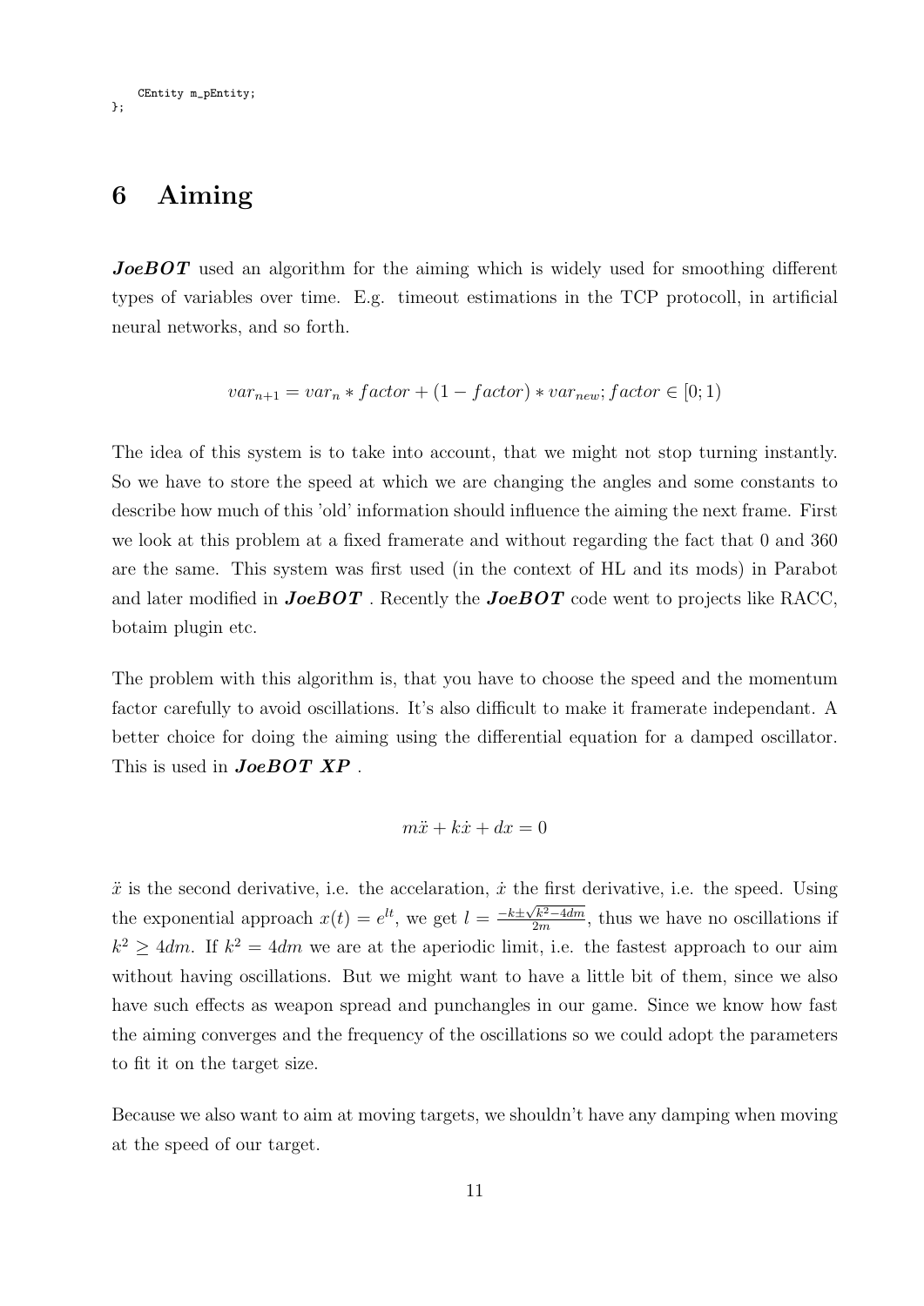```
    CEntity m_pEntity;
};
```

# 6 Aiming

***JoeBOT*** used an algorithm for the aiming which is widely used for smoothing different types of variables over time. E.g. timeout estimations in the TCP protocoll, in artificial neural networks, and so forth.

$$var_{n+1} = var_n * factor + (1 - factor) * var_{new}; factor \in [0; 1)$$

The idea of this system is to take into account, that we might not stop turning instantly. So we have to store the speed at which we are changing the angles and some constants to describe how much of this 'old' information should influence the aiming the next frame. First we look at this problem at a fixed framerate and without regarding the fact that 0 and 360 are the same. This system was first used (in the context of HL and its mods) in Parabot and later modified in ***JoeBOT*** . Recently the ***JoeBOT*** code went to projects like RACC, botaim plugin etc.

The problem with this algorithm is, that you have to choose the speed and the momentum factor carefully to avoid oscillations. It's also difficult to make it framerate independant. A better choice for doing the aiming using the differential equation for a damped oscillator. This is used in ***JoeBOT XP*** .

$$m\ddot{x} + k\dot{x} + dx = 0$$

$\ddot{x}$ is the second derivative, i.e. the accelaration, $\dot{x}$ the first derivative, i.e. the speed. Using the exponential approach $x(t) = e^{lt}$, we get $l = \frac{-k \pm \sqrt{k^2 - 4dm}}{2m}$, thus we have no oscillations if $k^2 \geq 4dm$. If $k^2 = 4dm$ we are at the aperiodic limit, i.e. the fastest approach to our aim without having oscillations. But we might want to have a little bit of them, since we also have such effects as weapon spread and punchangles in our game. Since we know how fast the aiming converges and the frequency of the oscillations so we could adopt the parameters to fit it on the target size.

Because we also want to aim at moving targets, we shouldn't have any damping when moving at the speed of our target.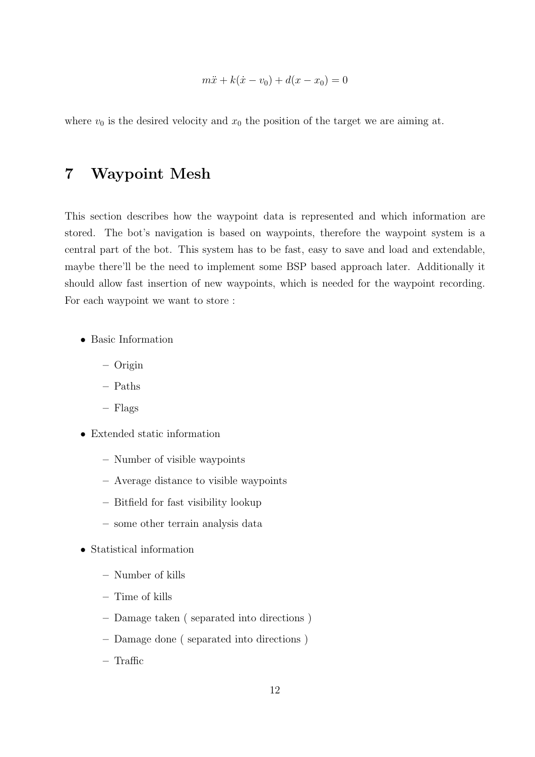$$m\ddot{x} + k(\dot{x} - v_0) + d(x - x_0) = 0$$

where $v_0$ is the desired velocity and $x_0$ the position of the target we are aiming at.

# 7 Waypoint Mesh

This section describes how the waypoint data is represented and which information are stored. The bot's navigation is based on waypoints, therefore the waypoint system is a central part of the bot. This system has to be fast, easy to save and load and extendable, maybe there'll be the need to implement some BSP based approach later. Additionally it should allow fast insertion of new waypoints, which is needed for the waypoint recording. For each waypoint we want to store :

- Basic Information
  - Origin
  - Paths
  - Flags
- Extended static information
  - Number of visible waypoints
  - Average distance to visible waypoints
  - Bitfield for fast visibility lookup
  - some other terrain analysis data
- Statistical information
  - Number of kills
  - Time of kills
  - Damage taken ( separated into directions )
  - Damage done ( separated into directions )
  - Traffic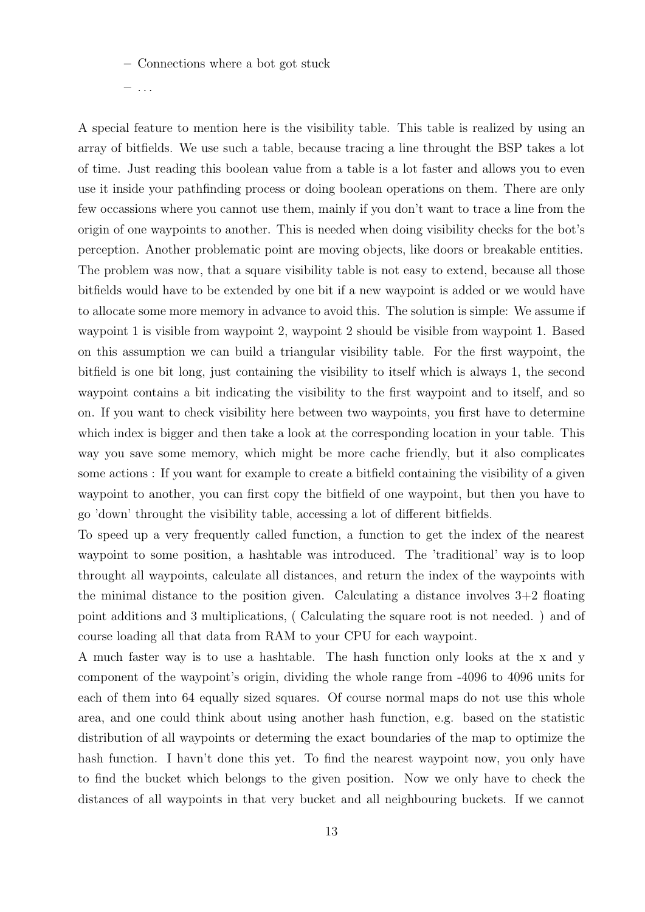- Connections where a bot got stuck
  - ...

A special feature to mention here is the visibility table. This table is realized by using an array of bitfields. We use such a table, because tracing a line throught the BSP takes a lot of time. Just reading this boolean value from a table is a lot faster and allows you to even use it inside your pathfinding process or doing boolean operations on them. There are only few occassions where you cannot use them, mainly if you don't want to trace a line from the origin of one waypoints to another. This is needed when doing visibility checks for the bot's perception. Another problematic point are moving objects, like doors or breakable entities. The problem was now, that a square visibility table is not easy to extend, because all those bitfields would have to be extended by one bit if a new waypoint is added or we would have to allocate some more memory in advance to avoid this. The solution is simple: We assume if waypoint 1 is visible from waypoint 2, waypoint 2 should be visible from waypoint 1. Based on this assumption we can build a triangular visibility table. For the first waypoint, the bitfield is one bit long, just containing the visibility to itself which is always 1, the second waypoint contains a bit indicating the visibility to the first waypoint and to itself, and so on. If you want to check visibility here between two waypoints, you first have to determine which index is bigger and then take a look at the corresponding location in your table. This way you save some memory, which might be more cache friendly, but it also complicates some actions : If you want for example to create a bitfield containing the visibility of a given waypoint to another, you can first copy the bitfield of one waypoint, but then you have to go 'down' throught the visibility table, accessing a lot of different bitfields.

To speed up a very frequently called function, a function to get the index of the nearest waypoint to some position, a hashtable was introduced. The 'traditional' way is to loop throught all waypoints, calculate all distances, and return the index of the waypoints with the minimal distance to the position given. Calculating a distance involves 3+2 floating point additions and 3 multiplications, ( Calculating the square root is not needed. ) and of course loading all that data from RAM to your CPU for each waypoint.

A much faster way is to use a hashtable. The hash function only looks at the x and y component of the waypoint's origin, dividing the whole range from -4096 to 4096 units for each of them into 64 equally sized squares. Of course normal maps do not use this whole area, and one could think about using another hash function, e.g. based on the statistic distribution of all waypoints or determing the exact boundaries of the map to optimize the hash function. I havn't done this yet. To find the nearest waypoint now, you only have to find the bucket which belongs to the given position. Now we only have to check the distances of all waypoints in that very bucket and all neighbouring buckets. If we cannot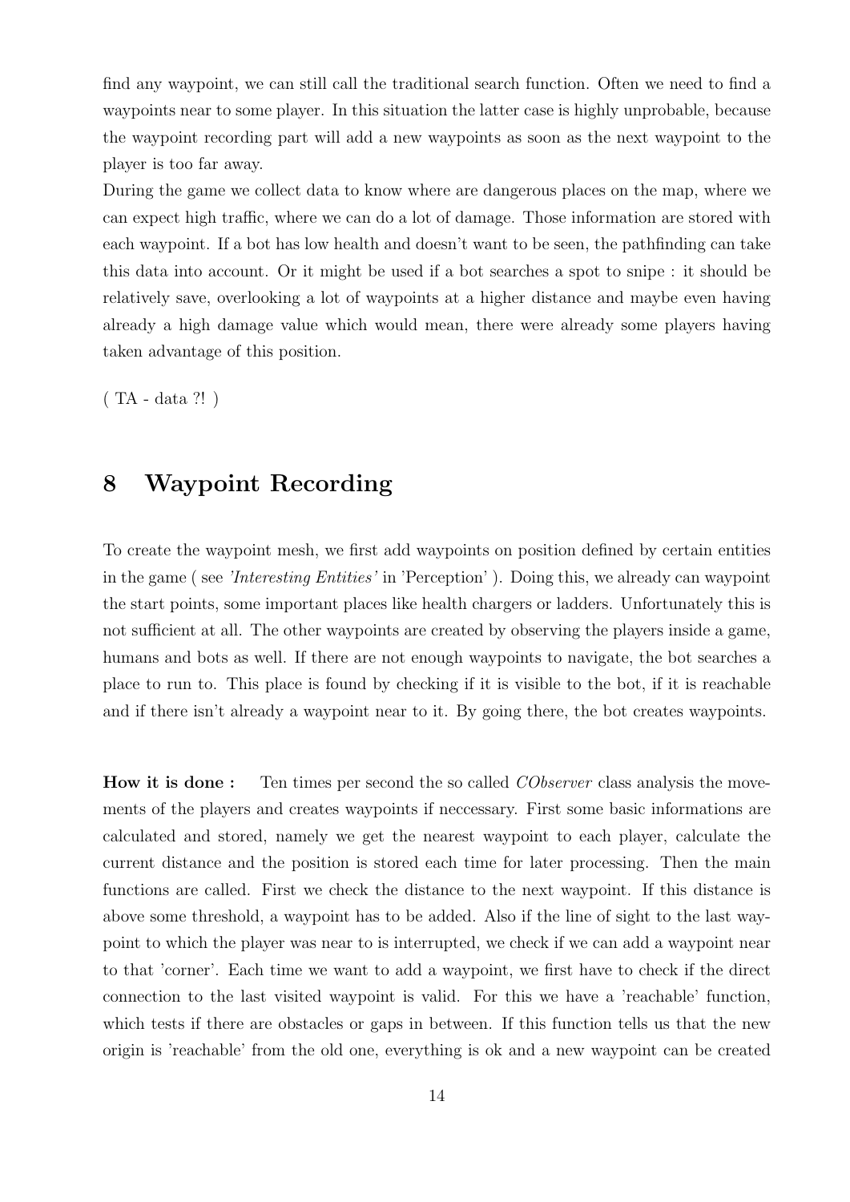find any waypoint, we can still call the traditional search function. Often we need to find a waypoints near to some player. In this situation the latter case is highly unprobable, because the waypoint recording part will add a new waypoints as soon as the next waypoint to the player is too far away.

During the game we collect data to know where are dangerous places on the map, where we can expect high traffic, where we can do a lot of damage. Those information are stored with each waypoint. If a bot has low health and doesn't want to be seen, the pathfinding can take this data into account. Or it might be used if a bot searches a spot to snipe : it should be relatively save, overlooking a lot of waypoints at a higher distance and maybe even having already a high damage value which would mean, there were already some players having taken advantage of this position.

( TA - data ?! )

## 8 Waypoint Recording

To create the waypoint mesh, we first add waypoints on position defined by certain entities in the game ( see *'Interesting Entities'* in 'Perception' ). Doing this, we already can waypoint the start points, some important places like health chargers or ladders. Unfortunately this is not sufficient at all. The other waypoints are created by observing the players inside a game, humans and bots as well. If there are not enough waypoints to navigate, the bot searches a place to run to. This place is found by checking if it is visible to the bot, if it is reachable and if there isn't already a waypoint near to it. By going there, the bot creates waypoints.

**How it is done :** Ten times per second the so called *CObserver* class analysis the movements of the players and creates waypoints if neccessary. First some basic informations are calculated and stored, namely we get the nearest waypoint to each player, calculate the current distance and the position is stored each time for later processing. Then the main functions are called. First we check the distance to the next waypoint. If this distance is above some threshold, a waypoint has to be added. Also if the line of sight to the last waypoint to which the player was near to is interrupted, we check if we can add a waypoint near to that 'corner'. Each time we want to add a waypoint, we first have to check if the direct connection to the last visited waypoint is valid. For this we have a 'reachable' function, which tests if there are obstacles or gaps in between. If this function tells us that the new origin is 'reachable' from the old one, everything is ok and a new waypoint can be created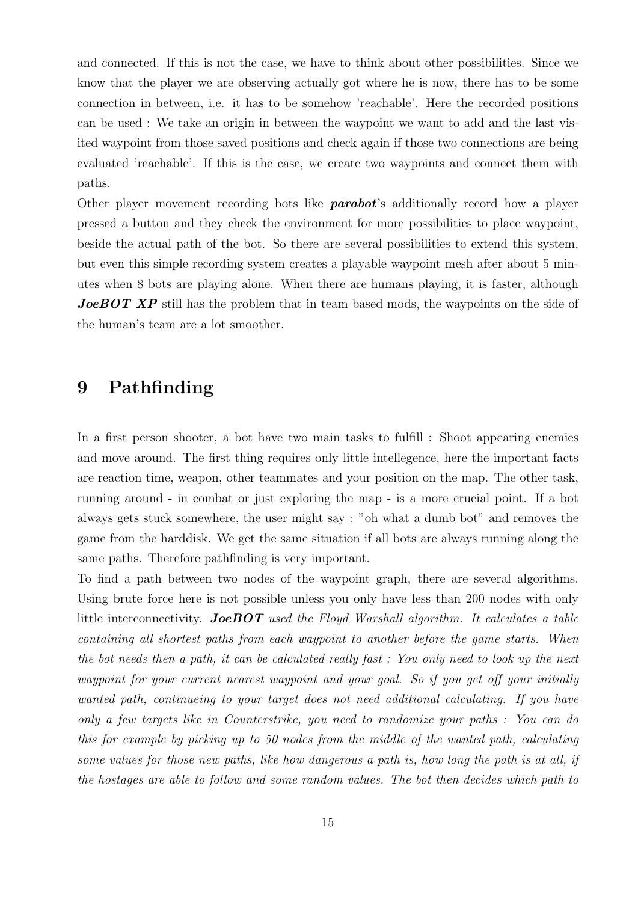and connected. If this is not the case, we have to think about other possibilities. Since we know that the player we are observing actually got where he is now, there has to be some connection in between, i.e. it has to be somehow 'reachable'. Here the recorded positions can be used : We take an origin in between the waypoint we want to add and the last visited waypoint from those saved positions and check again if those two connections are being evaluated 'reachable'. If this is the case, we create two waypoints and connect them with paths.
Other player movement recording bots like ***parabot***'s additionally record how a player pressed a button and they check the environment for more possibilities to place waypoint, beside the actual path of the bot. So there are several possibilities to extend this system, but even this simple recording system creates a playable waypoint mesh after about 5 minutes when 8 bots are playing alone. When there are humans playing, it is faster, although ***JoeBOT XP*** still has the problem that in team based mods, the waypoints on the side of the human's team are a lot smoother.

# 9 Pathfinding

In a first person shooter, a bot have two main tasks to fulfill : Shoot appearing enemies and move around. The first thing requires only little intellegence, here the important facts are reaction time, weapon, other teammates and your position on the map. The other task, running around - in combat or just exploring the map - is a more crucial point. If a bot always gets stuck somewhere, the user might say : "oh what a dumb bot" and removes the game from the harddisk. We get the same situation if all bots are always running along the same paths. Therefore pathfinding is very important.
To find a path between two nodes of the waypoint graph, there are several algorithms. Using brute force here is not possible unless you only have less than 200 nodes with only little interconnectivity. ***JoeBOT*** *used the Floyd Warshall algorithm. It calculates a table containing all shortest paths from each waypoint to another before the game starts. When the bot needs then a path, it can be calculated really fast : You only need to look up the next waypoint for your current nearest waypoint and your goal. So if you get off your initially wanted path, continueing to your target does not need additional calculating. If you have only a few targets like in Counterstrike, you need to randomize your paths : You can do this for example by picking up to 50 nodes from the middle of the wanted path, calculating some values for those new paths, like how dangerous a path is, how long the path is at all, if the hostages are able to follow and some random values. The bot then decides which path to*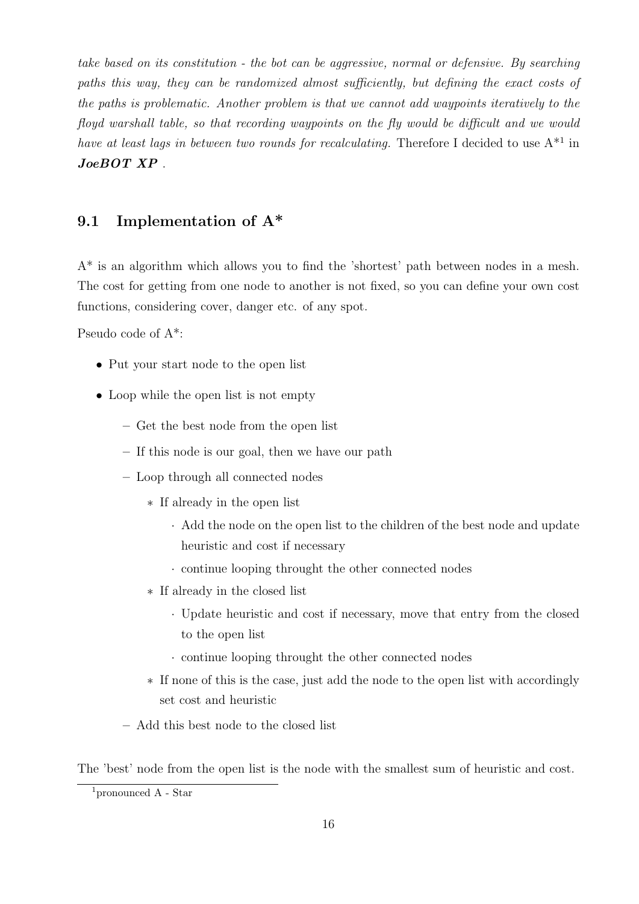*take based on its constitution - the bot can be aggressive, normal or defensive. By searching paths this way, they can be randomized almost sufficiently, but defining the exact costs of the paths is problematic. Another problem is that we cannot add waypoints iteratively to the floyd warshall table, so that recording waypoints on the fly would be difficult and we would have at least lags in between two rounds for recalculating.* Therefore I decided to use A*[1] in ***JoeBOT XP*** .

## 9.1 Implementation of A*

A* is an algorithm which allows you to find the 'shortest' path between nodes in a mesh. The cost for getting from one node to another is not fixed, so you can define your own cost functions, considering cover, danger etc. of any spot.

Pseudo code of A*:

- Put your start node to the open list
- Loop while the open list is not empty
  - Get the best node from the open list
  - If this node is our goal, then we have our path
  - Loop through all connected nodes
    - If already in the open list
      - Add the node on the open list to the children of the best node and update heuristic and cost if necessary
      - continue looping throught the other connected nodes
    - If already in the closed list
      - Update heuristic and cost if necessary, move that entry from the closed to the open list
      - continue looping throught the other connected nodes
    - If none of this is the case, just add the node to the open list with accordingly set cost and heuristic
  - Add this best node to the closed list

The 'best' node from the open list is the node with the smallest sum of heuristic and cost.

[1] pronounced A - Star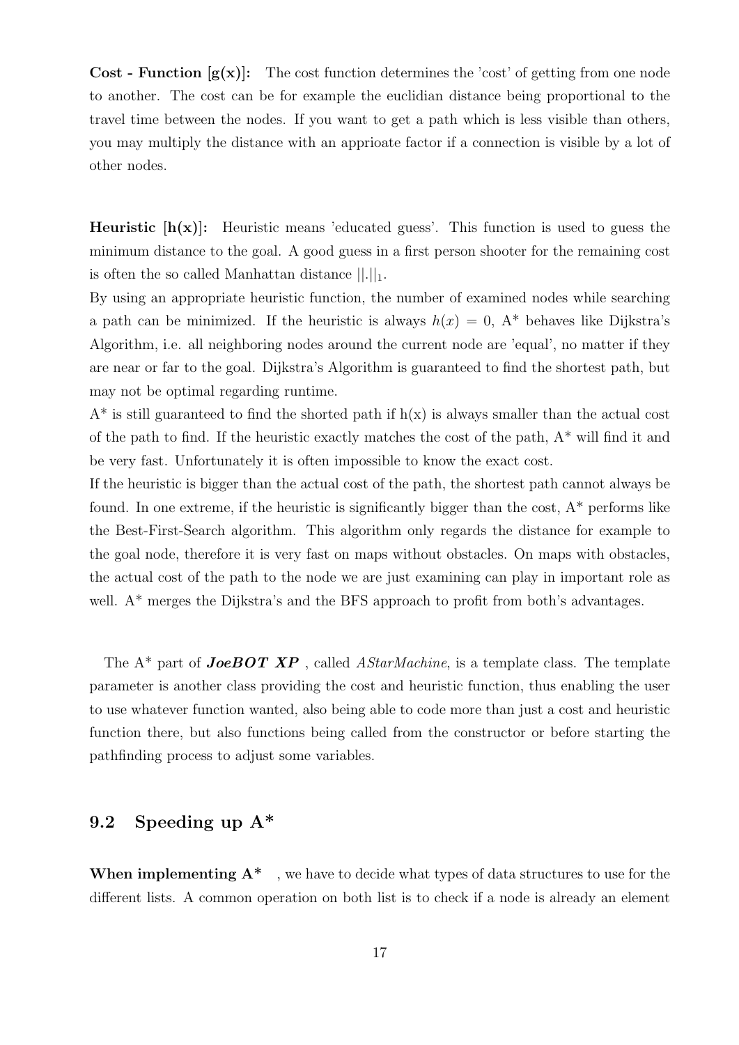**Cost - Function [g(x)]:** The cost function determines the 'cost' of getting from one node to another. The cost can be for example the euclidian distance being proportional to the travel time between the nodes. If you want to get a path which is less visible than others, you may multiply the distance with an apprioate factor if a connection is visible by a lot of other nodes.

**Heuristic [h(x)]:** Heuristic means 'educated guess'. This function is used to guess the minimum distance to the goal. A good guess in a first person shooter for the remaining cost is often the so called Manhattan distance $||.||_1$.
By using an appropriate heuristic function, the number of examined nodes while searching a path can be minimized. If the heuristic is always $h(x) = 0$, A* behaves like Dijkstra's Algorithm, i.e. all neighboring nodes around the current node are 'equal', no matter if they are near or far to the goal. Dijkstra's Algorithm is guaranteed to find the shortest path, but may not be optimal regarding runtime.
A* is still guaranteed to find the shorted path if h(x) is always smaller than the actual cost of the path to find. If the heuristic exactly matches the cost of the path, A* will find it and be very fast. Unfortunately it is often impossible to know the exact cost.
If the heuristic is bigger than the actual cost of the path, the shortest path cannot always be found. In one extreme, if the heuristic is significantly bigger than the cost, A* performs like the Best-First-Search algorithm. This algorithm only regards the distance for example to the goal node, therefore it is very fast on maps without obstacles. On maps with obstacles, the actual cost of the path to the node we are just examining can play in important role as well. A* merges the Dijkstra's and the BFS approach to profit from both's advantages.

The A* part of ***JoeBOT XP*** , called *AStarMachine*, is a template class. The template parameter is another class providing the cost and heuristic function, thus enabling the user to use whatever function wanted, also being able to code more than just a cost and heuristic function there, but also functions being called from the constructor or before starting the pathfinding process to adjust some variables.

## 9.2 Speeding up A*

**When implementing A*** , we have to decide what types of data structures to use for the different lists. A common operation on both list is to check if a node is already an element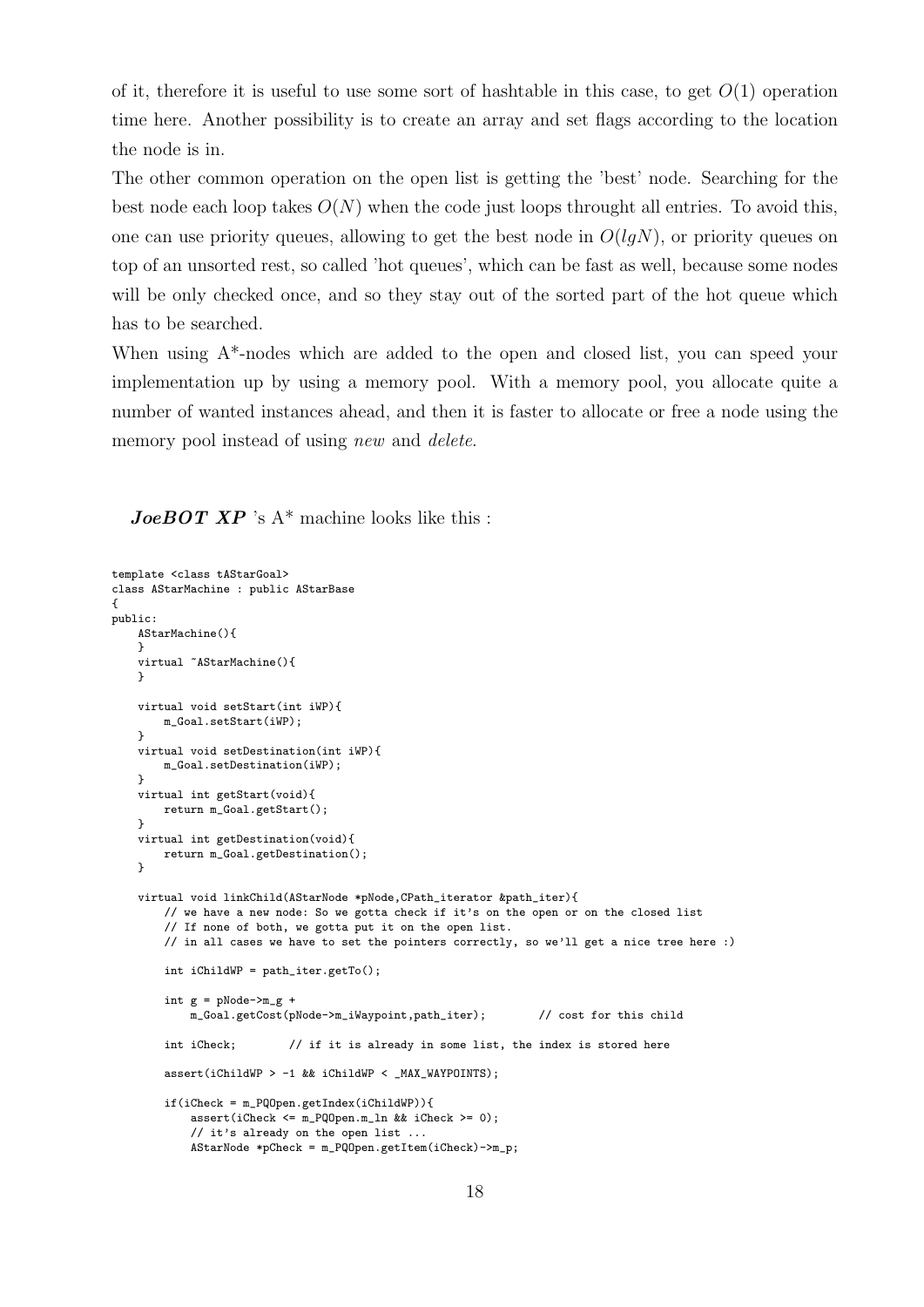of it, therefore it is useful to use some sort of hashtable in this case, to get $O(1)$ operation time here. Another possibility is to create an array and set flags according to the location the node is in.

The other common operation on the open list is getting the 'best' node. Searching for the best node each loop takes $O(N)$ when the code just loops throught all entries. To avoid this, one can use priority queues, allowing to get the best node in $O(lgN)$, or priority queues on top of an unsorted rest, so called 'hot queues', which can be fast as well, because some nodes will be only checked once, and so they stay out of the sorted part of the hot queue which has to be searched.

When using A*-nodes which are added to the open and closed list, you can speed your implementation up by using a memory pool. With a memory pool, you allocate quite a number of wanted instances ahead, and then it is faster to allocate or free a node using the memory pool instead of using *new* and *delete*.

***JoeBOT XP*** 's A* machine looks like this :

```
template <class tAStarGoal>
class AStarMachine : public AStarBase
{
public:
    AStarMachine(){
    }
    virtual ~AStarMachine(){
    }

    virtual void setStart(int iWP){
        m_Goal.setStart(iWP);
    }
    virtual void setDestination(int iWP){
        m_Goal.setDestination(iWP);
    }
    virtual int getStart(void){
        return m_Goal.getStart();
    }
    virtual int getDestination(void){
        return m_Goal.getDestination();
    }

    virtual void linkChild(AStarNode *pNode,CPath_iterator &path_iter){
        // we have a new node: So we gotta check if it's on the open or on the closed list
        // If none of both, we gotta put it on the open list.
        // in all cases we have to set the pointers correctly, so we'll get a nice tree here :)

        int iChildWP = path_iter.getTo();

        int g = pNode->m_g +
            m_Goal.getCost(pNode->m_iWaypoint,path_iter);       // cost for this child

        int iCheck;       // if it is already in some list, the index is stored here

        assert(iChildWP > -1 && iChildWP < _MAX_WAYPOINTS);

        if(iCheck = m_PQOpen.getIndex(iChildWP)){
            assert(iCheck <= m_PQOpen.m_ln && iCheck >= 0);
            // it's already on the open list ...
            AStarNode *pCheck = m_PQOpen.getItem(iCheck)->m_p;
```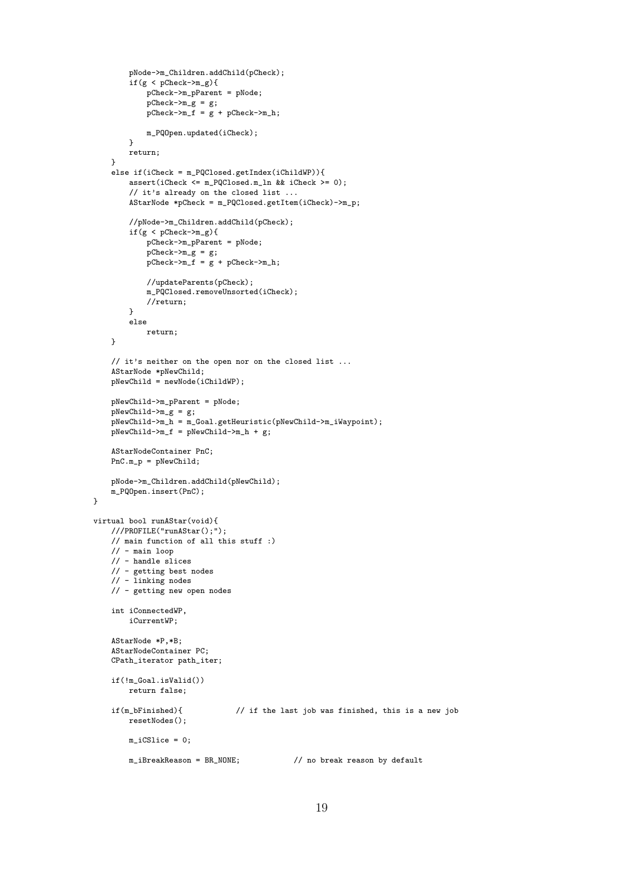```
            pNode->m_Children.addChild(pCheck);
            if(g < pCheck->m_g){
                pCheck->m_pParent = pNode;
                pCheck->m_g = g;
                pCheck->m_f = g + pCheck->m_h;

                m_PQOpen.updated(iCheck);
            }
            return;
        }
        else if(iCheck = m_PQClosed.getIndex(iChildWP)){
            assert(iCheck <= m_PQClosed.m_ln && iCheck >= 0);
            // it's already on the closed list ...
            AStarNode *pCheck = m_PQClosed.getItem(iCheck)->m_p;

            //pNode->m_Children.addChild(pCheck);
            if(g < pCheck->m_g){
                pCheck->m_pParent = pNode;
                pCheck->m_g = g;
                pCheck->m_f = g + pCheck->m_h;

                //updateParents(pCheck);
                m_PQClosed.removeUnsorted(iCheck);
                //return;
            }
            else
                return;
        }

        // it's neither on the open nor on the closed list ...
        AStarNode *pNewChild;
        pNewChild = newNode(iChildWP);

        pNewChild->m_pParent = pNode;
        pNewChild->m_g = g;
        pNewChild->m_h = m_Goal.getHeuristic(pNewChild->m_iWaypoint);
        pNewChild->m_f = pNewChild->m_h + g;

        AStarNodeContainer PnC;
        PnC.m_p = pNewChild;

        pNode->m_Children.addChild(pNewChild);
        m_PQOpen.insert(PnC);
    }

    virtual bool runAStar(void){
        ///PROFILE("runAStar();");
        // main function of all this stuff :)
        // - main loop
        // - handle slices
        // - getting best nodes
        // - linking nodes
        // - getting new open nodes

        int iConnectedWP,
            iCurrentWP;

        AStarNode *P,*B;
        AStarNodeContainer PC;
        CPath_iterator path_iter;

        if(!m_Goal.isValid())
            return false;

        if(m_bFinished){            // if the last job was finished, this is a new job
            resetNodes();

            m_iCSlice = 0;

            m_iBreakReason = BR_NONE;            // no break reason by default
```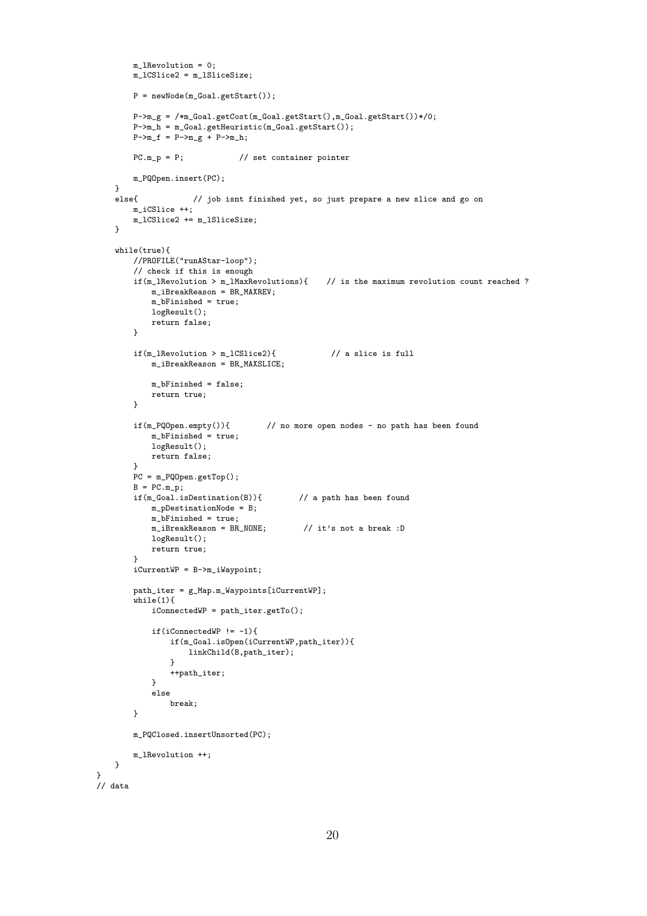```
        m_lRevolution = 0;
        m_lCSlice2 = m_lSliceSize;

        P = newNode(m_Goal.getStart());

        P->m_g = /*m_Goal.getCost(m_Goal.getStart(),m_Goal.getStart())*/0;
        P->m_h = m_Goal.getHeuristic(m_Goal.getStart());
        P->m_f = P->m_g + P->m_h;

        PC.m_p = P;             // set container pointer

        m_PQOpen.insert(PC);
    }
    else{             // job isnt finished yet, so just prepare a new slice and go on
        m_iCSlice ++;
        m_lCSlice2 += m_lSliceSize;
    }

    while(true){
        //PROFILE("runAStar-loop");
        // check if this is enough
        if(m_lRevolution > m_lMaxRevolutions){    // is the maximum revolution count reached ?
            m_iBreakReason = BR_MAXREV;
            m_bFinished = true;
            logResult();
            return false;
        }

        if(m_lRevolution > m_lCSlice2){            // a slice is full
            m_iBreakReason = BR_MAXSLICE;

            m_bFinished = false;
            return true;
        }

        if(m_PQOpen.empty()){        // no more open nodes - no path has been found
            m_bFinished = true;
            logResult();
            return false;
        }
        PC = m_PQOpen.getTop();
        B = PC.m_p;
        if(m_Goal.isDestination(B)){        // a path has been found
            m_pDestinationNode = B;
            m_bFinished = true;
            m_iBreakReason = BR_NONE;        // it's not a break :D
            logResult();
            return true;
        }
        iCurrentWP = B->m_iWaypoint;

        path_iter = g_Map.m_Waypoints[iCurrentWP];
        while(1){
            iConnectedWP = path_iter.getTo();

            if(iConnectedWP != -1){
                if(m_Goal.isOpen(iCurrentWP,path_iter)){
                    linkChild(B,path_iter);
                }
                ++path_iter;
            }
            else
                break;
        }

        m_PQClosed.insertUnsorted(PC);

        m_lRevolution ++;
    }
}
// data
```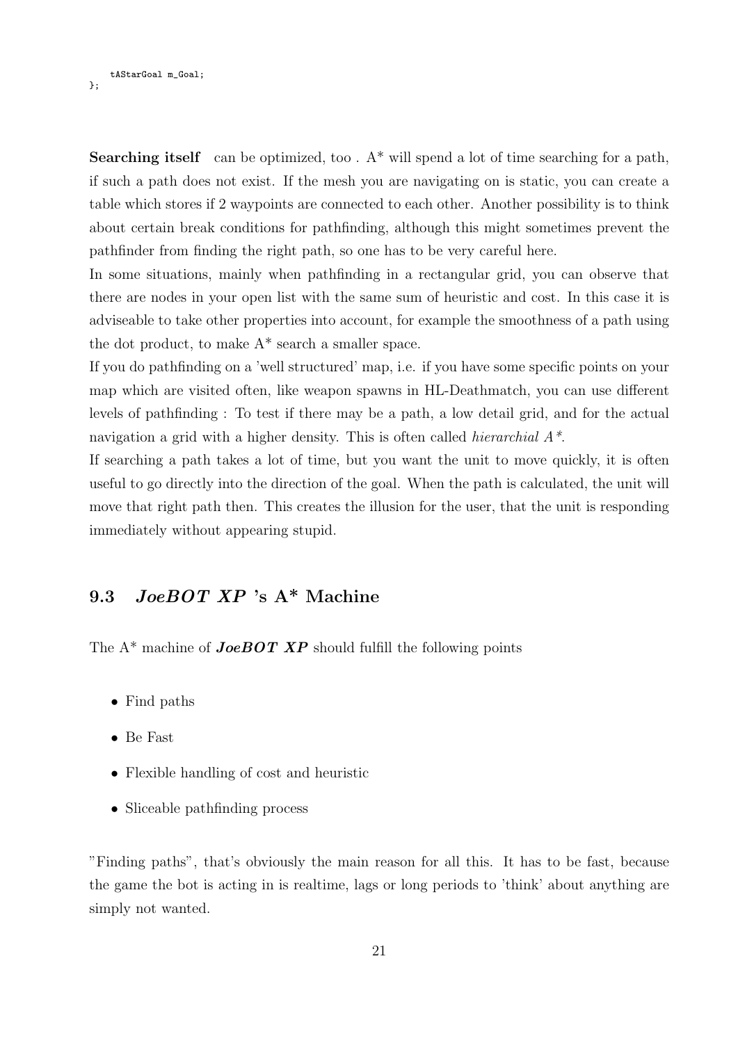```
    tAStarGoal m_Goal;
};
```

**Searching itself** can be optimized, too . A* will spend a lot of time searching for a path, if such a path does not exist. If the mesh you are navigating on is static, you can create a table which stores if 2 waypoints are connected to each other. Another possibility is to think about certain break conditions for pathfinding, although this might sometimes prevent the pathfinder from finding the right path, so one has to be very careful here.
In some situations, mainly when pathfinding in a rectangular grid, you can observe that there are nodes in your open list with the same sum of heuristic and cost. In this case it is adviseable to take other properties into account, for example the smoothness of a path using the dot product, to make A* search a smaller space.
If you do pathfinding on a 'well structured' map, i.e. if you have some specific points on your map which are visited often, like weapon spawns in HL-Deathmatch, you can use different levels of pathfinding : To test if there may be a path, a low detail grid, and for the actual navigation a grid with a higher density. This is often called *hierarchial A\**.
If searching a path takes a lot of time, but you want the unit to move quickly, it is often useful to go directly into the direction of the goal. When the path is calculated, the unit will move that right path then. This creates the illusion for the user, that the unit is responding immediately without appearing stupid.

## 9.3 *JoeBOT XP* 's A* Machine

The A* machine of ***JoeBOT XP*** should fulfill the following points

- Find paths
- Be Fast
- Flexible handling of cost and heuristic
- Sliceable pathfinding process

"Finding paths", that's obviously the main reason for all this. It has to be fast, because the game the bot is acting in is realtime, lags or long periods to 'think' about anything are simply not wanted.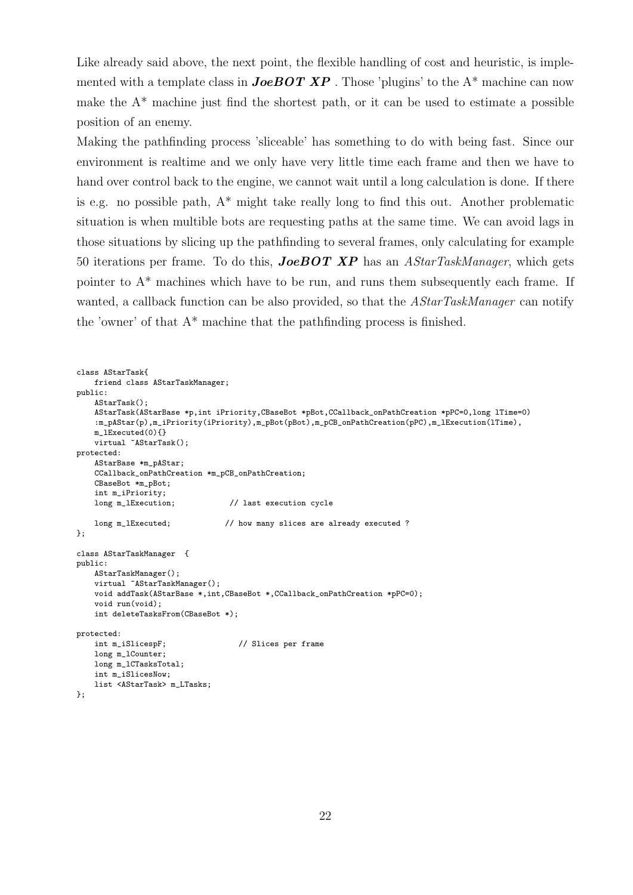Like already said above, the next point, the flexible handling of cost and heuristic, is implemented with a template class in ***JoeBOT XP*** . Those 'plugins' to the A* machine can now make the A* machine just find the shortest path, or it can be used to estimate a possible position of an enemy.

Making the pathfinding process 'sliceable' has something to do with being fast. Since our environment is realtime and we only have very little time each frame and then we have to hand over control back to the engine, we cannot wait until a long calculation is done. If there is e.g. no possible path, A* might take really long to find this out. Another problematic situation is when multible bots are requesting paths at the same time. We can avoid lags in those situations by slicing up the pathfinding to several frames, only calculating for example 50 iterations per frame. To do this, ***JoeBOT XP*** has an *AStarTaskManager*, which gets pointer to A* machines which have to be run, and runs them subsequently each frame. If wanted, a callback function can be also provided, so that the *AStarTaskManager* can notify the 'owner' of that A* machine that the pathfinding process is finished.

```
class AStarTask{
    friend class AStarTaskManager;
public:
    AStarTask();
    AStarTask(AStarBase *p,int iPriority,CBaseBot *pBot,CCallback_onPathCreation *pPC=0,long lTime=0)
    :m_pAStar(p),m_iPriority(iPriority),m_pBot(pBot),m_pCB_onPathCreation(pPC),m_lExecution(lTime),
    m_lExecuted(0){}
    virtual ~AStarTask();
protected:
    AStarBase *m_pAStar;
    CCallback_onPathCreation *m_pCB_onPathCreation;
    CBaseBot *m_pBot;
    int m_iPriority;
    long m_lExecution;            // last execution cycle

    long m_lExecuted;            // how many slices are already executed ?
};

class AStarTaskManager  {
public:
    AStarTaskManager();
    virtual ~AStarTaskManager();
    void addTask(AStarBase *,int,CBaseBot *,CCallback_onPathCreation *pPC=0);
    void run(void);
    int deleteTasksFrom(CBaseBot *);

protected:
    int m_iSlicespF;                // Slices per frame
    long m_lCounter;
    long m_lCTasksTotal;
    int m_iSlicesNow;
    list <AStarTask> m_LTasks;
};
```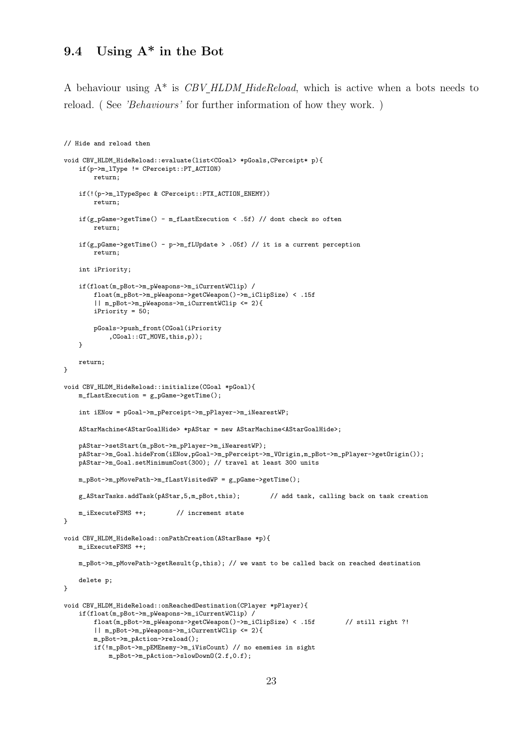## 9.4 Using A* in the Bot

A behaviour using A* is *CBV_HLDM_HideReload*, which is active when a bots needs to reload. ( See *'Behaviours'* for further information of how they work. )

```
// Hide and reload then

void CBV_HLDM_HideReload::evaluate(list<CGoal> *pGoals,CPerceipt* p){
    if(p->m_lType != CPerceipt::PT_ACTION)
        return;

    if(!(p->m_lTypeSpec & CPerceipt::PTX_ACTION_ENEMY))
        return;

    if(g_pGame->getTime() - m_fLastExecution < .5f) // dont check so often
        return;

    if(g_pGame->getTime() - p->m_fLUpdate > .05f) // it is a current perception
        return;

    int iPriority;

    if(float(m_pBot->m_pWeapons->m_iCurrentWClip) /
        float(m_pBot->m_pWeapons->getCWeapon()->m_iClipSize) < .15f
        || m_pBot->m_pWeapons->m_iCurrentWClip <= 2){
        iPriority = 50;

        pGoals->push_front(CGoal(iPriority
            ,CGoal::GT_MOVE,this,p));
    }

    return;
}

void CBV_HLDM_HideReload::initialize(CGoal *pGoal){
    m_fLastExecution = g_pGame->getTime();

    int iENow = pGoal->m_pPerceipt->m_pPlayer->m_iNearestWP;

    AStarMachine<AStarGoalHide> *pAStar = new AStarMachine<AStarGoalHide>;

    pAStar->setStart(m_pBot->m_pPlayer->m_iNearestWP);
    pAStar->m_Goal.hideFrom(iENow,pGoal->m_pPerceipt->m_VOrigin,m_pBot->m_pPlayer->getOrigin());
    pAStar->m_Goal.setMinimumCost(300); // travel at least 300 units

    m_pBot->m_pMovePath->m_fLastVisitedWP = g_pGame->getTime();

    g_AStarTasks.addTask(pAStar,5,m_pBot,this);        // add task, calling back on task creation

    m_iExecuteFSMS ++;        // increment state
}

void CBV_HLDM_HideReload::onPathCreation(AStarBase *p){
    m_iExecuteFSMS ++;

    m_pBot->m_pMovePath->getResult(p,this); // we want to be called back on reached destination

    delete p;
}

void CBV_HLDM_HideReload::onReachedDestination(CPlayer *pPlayer){
    if(float(m_pBot->m_pWeapons->m_iCurrentWClip) /
        float(m_pBot->m_pWeapons->getCWeapon()->m_iClipSize) < .15f        // still right ?!
        || m_pBot->m_pWeapons->m_iCurrentWClip <= 2){
        m_pBot->m_pAction->reload();
        if(!m_pBot->m_pEMEnemy->m_iVisCount) // no enemies in sight
            m_pBot->m_pAction->slowDownO(2.f,0.f);
```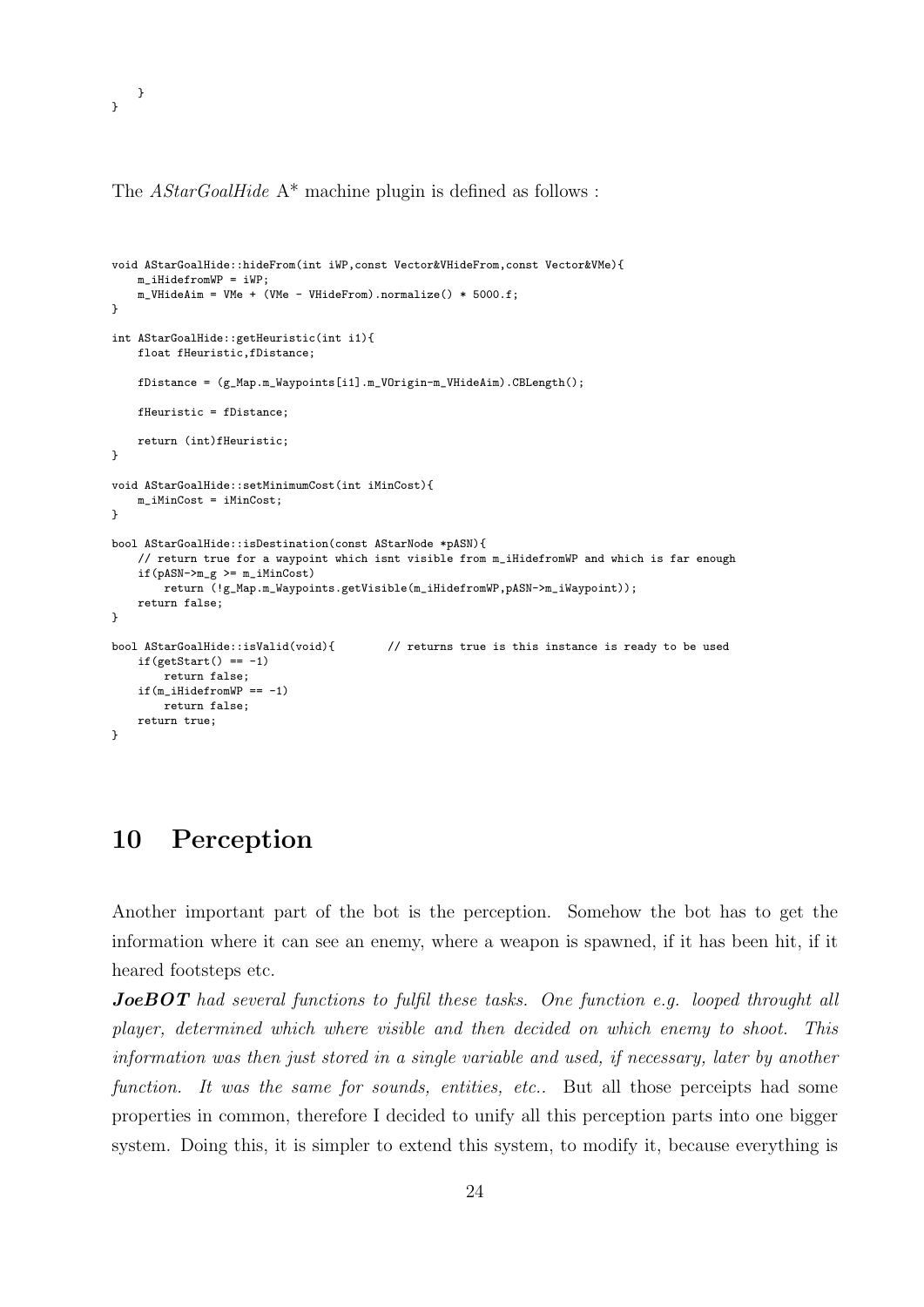```
    }
}
```

The *AStarGoalHide* A* machine plugin is defined as follows :

```
void AStarGoalHide::hideFrom(int iWP,const Vector&VHideFrom,const Vector&VMe){
    m_iHidefromWP = iWP;
    m_VHideAim = VMe + (VMe - VHideFrom).normalize() * 5000.f;
}

int AStarGoalHide::getHeuristic(int i1){
    float fHeuristic,fDistance;

    fDistance = (g_Map.m_Waypoints[i1].m_VOrigin-m_VHideAim).CBLength();

    fHeuristic = fDistance;

    return (int)fHeuristic;
}

void AStarGoalHide::setMinimumCost(int iMinCost){
    m_iMinCost = iMinCost;
}

bool AStarGoalHide::isDestination(const AStarNode *pASN){
    // return true for a waypoint which isnt visible from m_iHidefromWP and which is far enough
    if(pASN->m_g >= m_iMinCost)
        return (!g_Map.m_Waypoints.getVisible(m_iHidefromWP,pASN->m_iWaypoint));
    return false;
}

bool AStarGoalHide::isValid(void){        // returns true is this instance is ready to be used
    if(getStart() == -1)
        return false;
    if(m_iHidefromWP == -1)
        return false;
    return true;
}
```

# 10 Perception

Another important part of the bot is the perception. Somehow the bot has to get the information where it can see an enemy, where a weapon is spawned, if it has been hit, if it heared footsteps etc.

***JoeBOT** had several functions to fulfil these tasks. One function e.g. looped throught all player, determined which where visible and then decided on which enemy to shoot. This information was then just stored in a single variable and used, if necessary, later by another function. It was the same for sounds, entities, etc..* But all those perceipts had some properties in common, therefore I decided to unify all this perception parts into one bigger system. Doing this, it is simpler to extend this system, to modify it, because everything is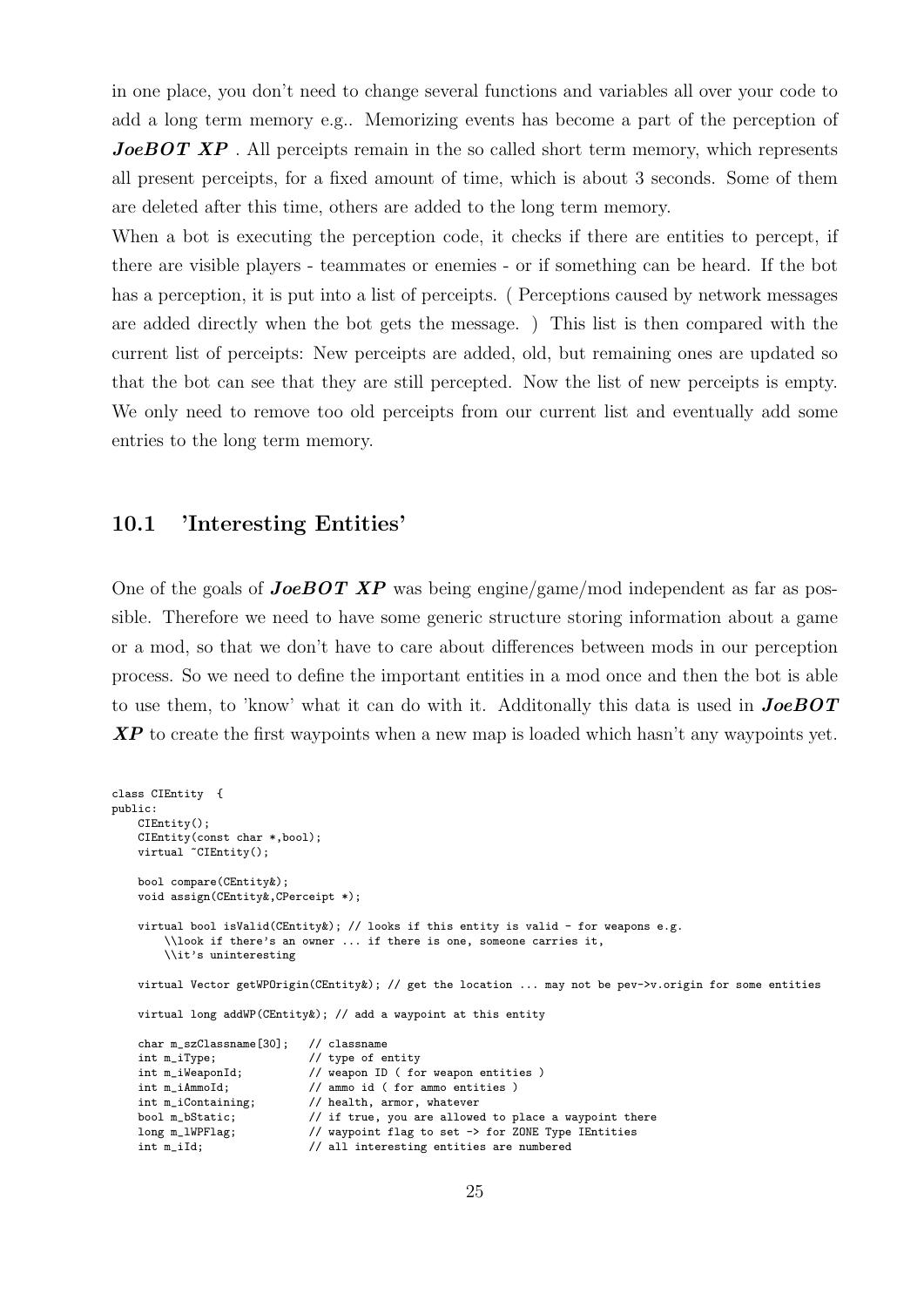in one place, you don't need to change several functions and variables all over your code to add a long term memory e.g.. Memorizing events has become a part of the perception of ***JoeBOT XP*** . All perceipts remain in the so called short term memory, which represents all present perceipts, for a fixed amount of time, which is about 3 seconds. Some of them are deleted after this time, others are added to the long term memory.

When a bot is executing the perception code, it checks if there are entities to percept, if there are visible players - teammates or enemies - or if something can be heard. If the bot has a perception, it is put into a list of perceipts. ( Perceptions caused by network messages are added directly when the bot gets the message. ) This list is then compared with the current list of perceipts: New perceipts are added, old, but remaining ones are updated so that the bot can see that they are still percepted. Now the list of new perceipts is empty. We only need to remove too old perceipts from our current list and eventually add some entries to the long term memory.

## 10.1 'Interesting Entities'

One of the goals of ***JoeBOT XP*** was being engine/game/mod independent as far as possible. Therefore we need to have some generic structure storing information about a game or a mod, so that we don't have to care about differences between mods in our perception process. So we need to define the important entities in a mod once and then the bot is able to use them, to 'know' what it can do with it. Additonally this data is used in ***JoeBOT XP*** to create the first waypoints when a new map is loaded which hasn't any waypoints yet.

```
class CIEntity  {
public:
    CIEntity();
    CIEntity(const char *,bool);
    virtual ~CIEntity();

    bool compare(CEntity&);
    void assign(CEntity&,CPerceipt *);

    virtual bool isValid(CEntity&); // looks if this entity is valid - for weapons e.g.
        \\look if there's an owner ... if there is one, someone carries it,
        \\it's uninteresting

    virtual Vector getWPOrigin(CEntity&); // get the location ... may not be pev->v.origin for some entities

    virtual long addWP(CEntity&); // add a waypoint at this entity

    char m_szClassname[30];   // classname
    int m_iType;              // type of entity
    int m_iWeaponId;          // weapon ID ( for weapon entities )
    int m_iAmmoId;            // ammo id ( for ammo entities )
    int m_iContaining;        // health, armor, whatever
    bool m_bStatic;           // if true, you are allowed to place a waypoint there
    long m_lWPFlag;           // waypoint flag to set -> for ZONE Type IEntities
    int m_iId;                // all interesting entities are numbered
```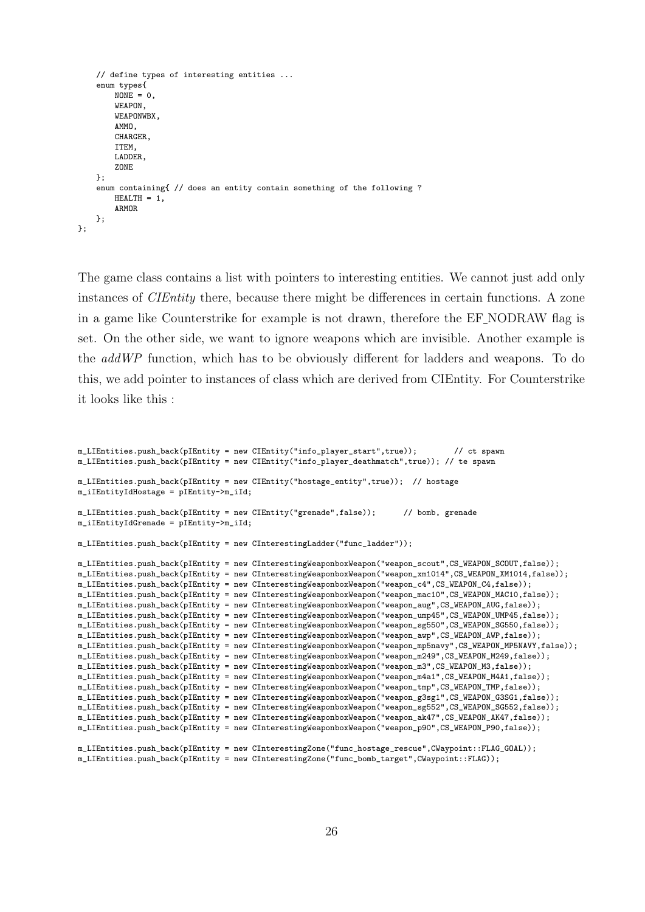```
    // define types of interesting entities ...
    enum types{
        NONE = 0,
        WEAPON,
        WEAPONWBX,
        AMMO,
        CHARGER,
        ITEM,
        LADDER,
        ZONE
    };
    enum containing{ // does an entity contain something of the following ?
        HEALTH = 1,
        ARMOR
    };
};
```

The game class contains a list with pointers to interesting entities. We cannot just add only instances of *CIEntity* there, because there might be differences in certain functions. A zone in a game like Counterstrike for example is not drawn, therefore the EF_NODRAW flag is set. On the other side, we want to ignore weapons which are invisible. Another example is the *addWP* function, which has to be obviously different for ladders and weapons. To do this, we add pointer to instances of class which are derived from CIEntity. For Counterstrike it looks like this :

```
m_LIEntities.push_back(pIEntity = new CIEntity("info_player_start",true));        // ct spawn
m_LIEntities.push_back(pIEntity = new CIEntity("info_player_deathmatch",true)); // te spawn

m_LIEntities.push_back(pIEntity = new CIEntity("hostage_entity",true));  // hostage
m_iIEntityIdHostage = pIEntity->m_iId;

m_LIEntities.push_back(pIEntity = new CIEntity("grenade",false));      // bomb, grenade
m_iIEntityIdGrenade = pIEntity->m_iId;

m_LIEntities.push_back(pIEntity = new CInterestingLadder("func_ladder"));

m_LIEntities.push_back(pIEntity = new CInterestingWeaponboxWeapon("weapon_scout",CS_WEAPON_SCOUT,false));
m_LIEntities.push_back(pIEntity = new CInterestingWeaponboxWeapon("weapon_xm1014",CS_WEAPON_XM1014,false));
m_LIEntities.push_back(pIEntity = new CInterestingWeaponboxWeapon("weapon_c4",CS_WEAPON_C4,false));
m_LIEntities.push_back(pIEntity = new CInterestingWeaponboxWeapon("weapon_mac10",CS_WEAPON_MAC10,false));
m_LIEntities.push_back(pIEntity = new CInterestingWeaponboxWeapon("weapon_aug",CS_WEAPON_AUG,false));
m_LIEntities.push_back(pIEntity = new CInterestingWeaponboxWeapon("weapon_ump45",CS_WEAPON_UMP45,false));
m_LIEntities.push_back(pIEntity = new CInterestingWeaponboxWeapon("weapon_sg550",CS_WEAPON_SG550,false));
m_LIEntities.push_back(pIEntity = new CInterestingWeaponboxWeapon("weapon_awp",CS_WEAPON_AWP,false));
m_LIEntities.push_back(pIEntity = new CInterestingWeaponboxWeapon("weapon_mp5navy",CS_WEAPON_MP5NAVY,false));
m_LIEntities.push_back(pIEntity = new CInterestingWeaponboxWeapon("weapon_m249",CS_WEAPON_M249,false));
m_LIEntities.push_back(pIEntity = new CInterestingWeaponboxWeapon("weapon_m3",CS_WEAPON_M3,false));
m_LIEntities.push_back(pIEntity = new CInterestingWeaponboxWeapon("weapon_m4a1",CS_WEAPON_M4A1,false));
m_LIEntities.push_back(pIEntity = new CInterestingWeaponboxWeapon("weapon_tmp",CS_WEAPON_TMP,false));
m_LIEntities.push_back(pIEntity = new CInterestingWeaponboxWeapon("weapon_g3sg1",CS_WEAPON_G3SG1,false));
m_LIEntities.push_back(pIEntity = new CInterestingWeaponboxWeapon("weapon_sg552",CS_WEAPON_SG552,false));
m_LIEntities.push_back(pIEntity = new CInterestingWeaponboxWeapon("weapon_ak47",CS_WEAPON_AK47,false));
m_LIEntities.push_back(pIEntity = new CInterestingWeaponboxWeapon("weapon_p90",CS_WEAPON_P90,false));

m_LIEntities.push_back(pIEntity = new CInterestingZone("func_hostage_rescue",CWaypoint::FLAG_GOAL));
m_LIEntities.push_back(pIEntity = new CInterestingZone("func_bomb_target",CWaypoint::FLAG));
```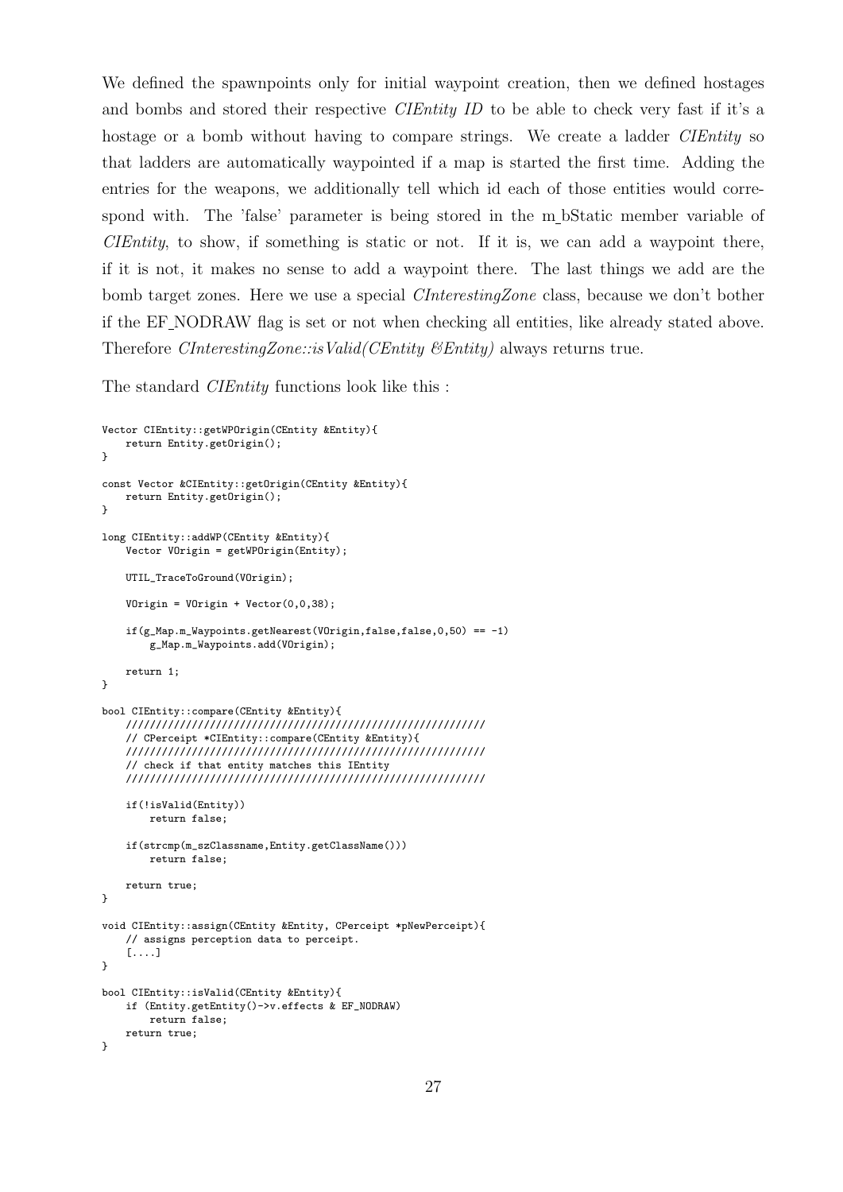We defined the spawnpoints only for initial waypoint creation, then we defined hostages and bombs and stored their respective *CIEntity ID* to be able to check very fast if it's a hostage or a bomb without having to compare strings. We create a ladder *CIEntity* so that ladders are automatically waypointed if a map is started the first time. Adding the entries for the weapons, we additionally tell which id each of those entities would correspond with. The 'false' parameter is being stored in the m_bStatic member variable of *CIEntity*, to show, if something is static or not. If it is, we can add a waypoint there, if it is not, it makes no sense to add a waypoint there. The last things we add are the bomb target zones. Here we use a special *CInterestingZone* class, because we don't bother if the EF_NODRAW flag is set or not when checking all entities, like already stated above. Therefore *CInterestingZone::isValid(CEntity &Entity)* always returns true.

The standard *CIEntity* functions look like this :

```
Vector CIEntity::getWPOrigin(CEntity &Entity){
    return Entity.getOrigin();
}

const Vector &CIEntity::getOrigin(CEntity &Entity){
    return Entity.getOrigin();
}

long CIEntity::addWP(CEntity &Entity){
    Vector VOrigin = getWPOrigin(Entity);

    UTIL_TraceToGround(VOrigin);

    VOrigin = VOrigin + Vector(0,0,38);

    if(g_Map.m_Waypoints.getNearest(VOrigin,false,false,0,50) == -1)
        g_Map.m_Waypoints.add(VOrigin);

    return 1;
}

bool CIEntity::compare(CEntity &Entity){
    //////////////////////////////////////////////////////////////
    // CPerceipt *CIEntity::compare(CEntity &Entity){
    //////////////////////////////////////////////////////////////
    // check if that entity matches this IEntity
    //////////////////////////////////////////////////////////////

    if(!isValid(Entity))
        return false;

    if(strcmp(m_szClassname,Entity.getClassName()))
        return false;

    return true;
}

void CIEntity::assign(CEntity &Entity, CPerceipt *pNewPerceipt){
    // assigns perception data to perceipt.
    [....]
}

bool CIEntity::isValid(CEntity &Entity){
    if (Entity.getEntity()->v.effects & EF_NODRAW)
        return false;
    return true;
}
```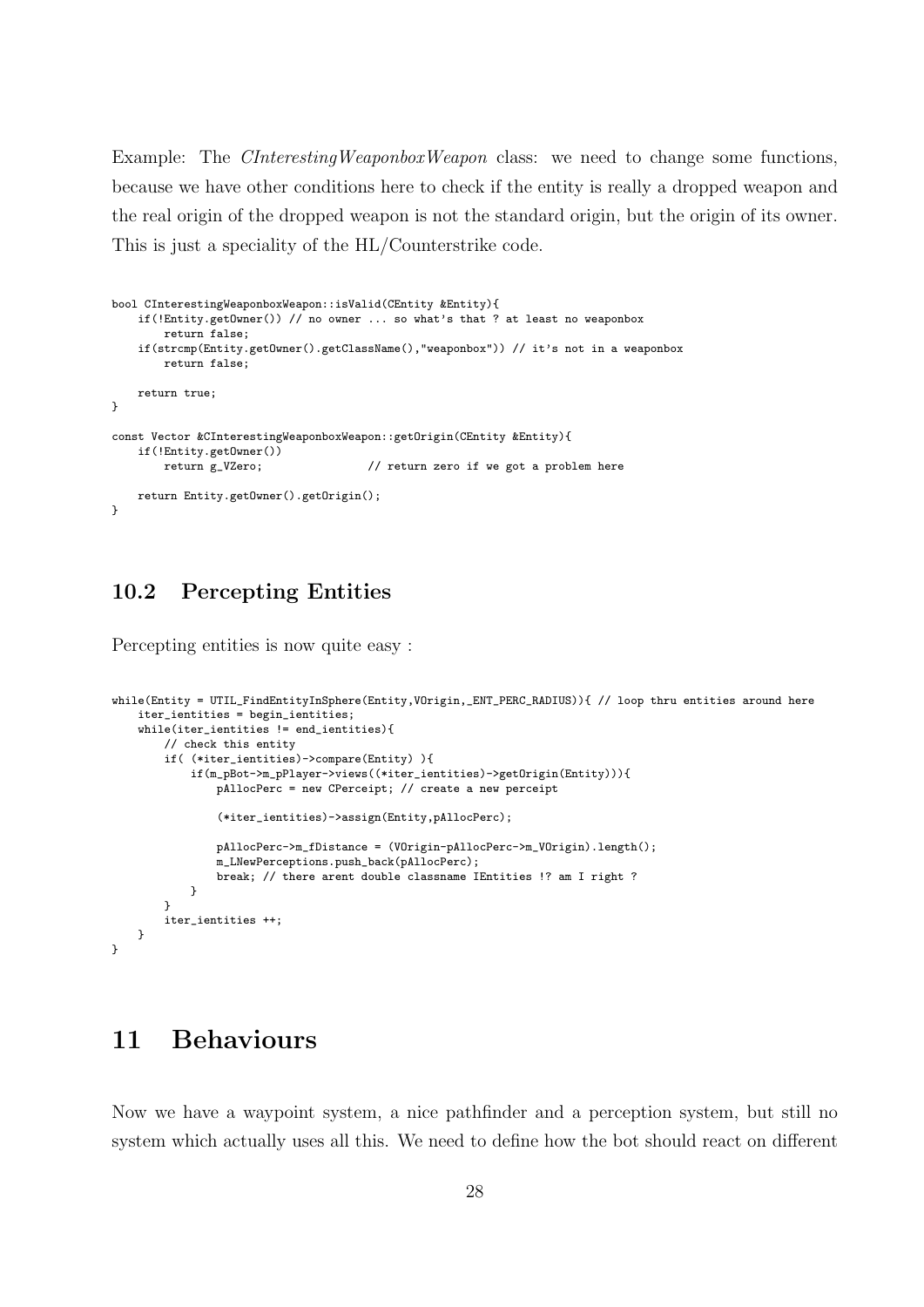Example: The *CInterestingWeaponboxWeapon* class: we need to change some functions, because we have other conditions here to check if the entity is really a dropped weapon and the real origin of the dropped weapon is not the standard origin, but the origin of its owner. This is just a speciality of the HL/Counterstrike code.

```
bool CInterestingWeaponboxWeapon::isValid(CEntity &Entity){
    if(!Entity.getOwner()) // no owner ... so what's that ? at least no weaponbox
        return false;
    if(strcmp(Entity.getOwner().getClassName(),"weaponbox")) // it's not in a weaponbox
        return false;

    return true;
}

const Vector &CInterestingWeaponboxWeapon::getOrigin(CEntity &Entity){
    if(!Entity.getOwner())
        return g_VZero;                // return zero if we got a problem here

    return Entity.getOwner().getOrigin();
}
```

## 10.2 Percepting Entities

Percepting entities is now quite easy :

```
while(Entity = UTIL_FindEntityInSphere(Entity,VOrigin,_ENT_PERC_RADIUS)){ // loop thru entities around here
    iter_ientities = begin_ientities;
    while(iter_ientities != end_ientities){
        // check this entity
        if( (*iter_ientities)->compare(Entity) ){
            if(m_pBot->m_pPlayer->views((*iter_ientities)->getOrigin(Entity))){
                pAllocPerc = new CPerceipt; // create a new perceipt

                (*iter_ientities)->assign(Entity,pAllocPerc);

                pAllocPerc->m_fDistance = (VOrigin-pAllocPerc->m_VOrigin).length();
                m_LNewPerceptions.push_back(pAllocPerc);
                break; // there arent double classname IEntities !? am I right ?
            }
        }
        iter_ientities ++;
    }
}
```

# 11 Behaviours

Now we have a waypoint system, a nice pathfinder and a perception system, but still no system which actually uses all this. We need to define how the bot should react on different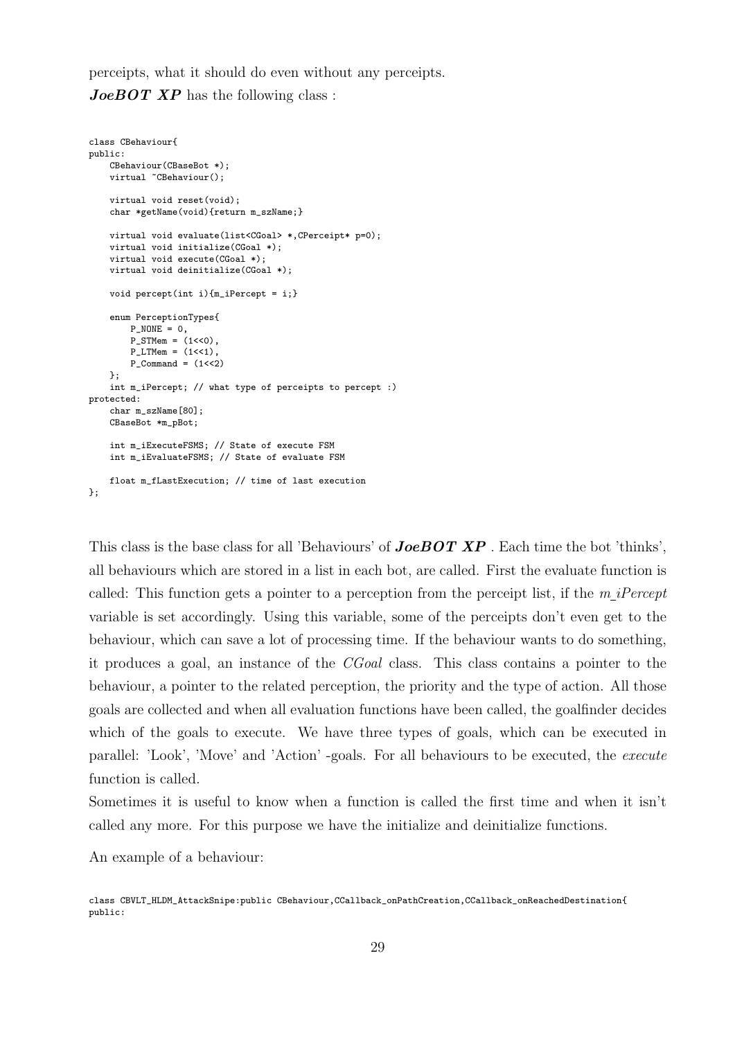perceipts, what it should do even without any perceipts.

***JoeBOT XP*** has the following class :

```
class CBehaviour{
public:
    CBehaviour(CBaseBot *);
    virtual ~CBehaviour();

    virtual void reset(void);
    char *getName(void){return m_szName;}

    virtual void evaluate(list<CGoal> *,CPerceipt* p=0);
    virtual void initialize(CGoal *);
    virtual void execute(CGoal *);
    virtual void deinitialize(CGoal *);

    void percept(int i){m_iPercept = i;}

    enum PerceptionTypes{
        P_NONE = 0,
        P_STMem = (1<<0),
        P_LTMem = (1<<1),
        P_Command = (1<<2)
    };
    int m_iPercept; // what type of perceipts to percept :)
protected:
    char m_szName[80];
    CBaseBot *m_pBot;

    int m_iExecuteFSMS; // State of execute FSM
    int m_iEvaluateFSMS; // State of evaluate FSM

    float m_fLastExecution; // time of last execution
};
```

This class is the base class for all 'Behaviours' of ***JoeBOT XP*** . Each time the bot 'thinks', all behaviours which are stored in a list in each bot, are called. First the evaluate function is called: This function gets a pointer to a perception from the perceipt list, if the *m_iPercept* variable is set accordingly. Using this variable, some of the perceipts don't even get to the behaviour, which can save a lot of processing time. If the behaviour wants to do something, it produces a goal, an instance of the *CGoal* class. This class contains a pointer to the behaviour, a pointer to the related perception, the priority and the type of action. All those goals are collected and when all evaluation functions have been called, the goalfinder decides which of the goals to execute. We have three types of goals, which can be executed in parallel: 'Look', 'Move' and 'Action' -goals. For all behaviours to be executed, the *execute* function is called.

Sometimes it is useful to know when a function is called the first time and when it isn't called any more. For this purpose we have the initialize and deinitialize functions.

An example of a behaviour:

```
class CBVLT_HLDM_AttackSnipe:public CBehaviour,CCallback_onPathCreation,CCallback_onReachedDestination{
public:
```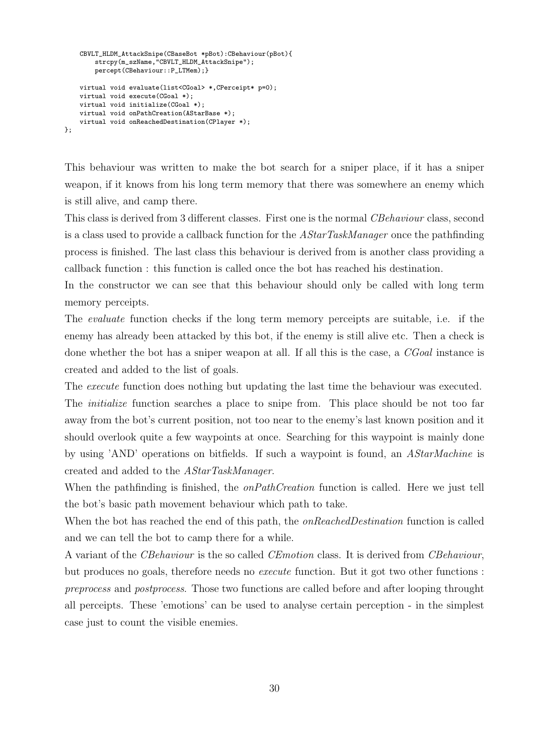```
    CBVLT_HLDM_AttackSnipe(CBaseBot *pBot):CBehaviour(pBot){
        strcpy(m_szName,"CBVLT_HLDM_AttackSnipe");
        percept(CBehaviour::P_LTMem);}

    virtual void evaluate(list<CGoal> *,CPerceipt* p=0);
    virtual void execute(CGoal *);
    virtual void initialize(CGoal *);
    virtual void onPathCreation(AStarBase *);
    virtual void onReachedDestination(CPlayer *);
};
```

This behaviour was written to make the bot search for a sniper place, if it has a sniper weapon, if it knows from his long term memory that there was somewhere an enemy which is still alive, and camp there.

This class is derived from 3 different classes. First one is the normal *CBehaviour* class, second is a class used to provide a callback function for the *AStarTaskManager* once the pathfinding process is finished. The last class this behaviour is derived from is another class providing a callback function : this function is called once the bot has reached his destination.

In the constructor we can see that this behaviour should only be called with long term memory perceipts.

The *evaluate* function checks if the long term memory perceipts are suitable, i.e. if the enemy has already been attacked by this bot, if the enemy is still alive etc. Then a check is done whether the bot has a sniper weapon at all. If all this is the case, a *CGoal* instance is created and added to the list of goals.

The *execute* function does nothing but updating the last time the behaviour was executed.

The *initialize* function searches a place to snipe from. This place should be not too far away from the bot's current position, not too near to the enemy's last known position and it should overlook quite a few waypoints at once. Searching for this waypoint is mainly done by using 'AND' operations on bitfields. If such a waypoint is found, an *AStarMachine* is created and added to the *AStarTaskManager*.

When the pathfinding is finished, the *onPathCreation* function is called. Here we just tell the bot's basic path movement behaviour which path to take.

When the bot has reached the end of this path, the *onReachedDestination* function is called and we can tell the bot to camp there for a while.

A variant of the *CBehaviour* is the so called *CEmotion* class. It is derived from *CBehaviour*, but produces no goals, therefore needs no *execute* function. But it got two other functions : *preprocess* and *postprocess*. Those two functions are called before and after looping throught all perceipts. These 'emotions' can be used to analyse certain perception - in the simplest case just to count the visible enemies.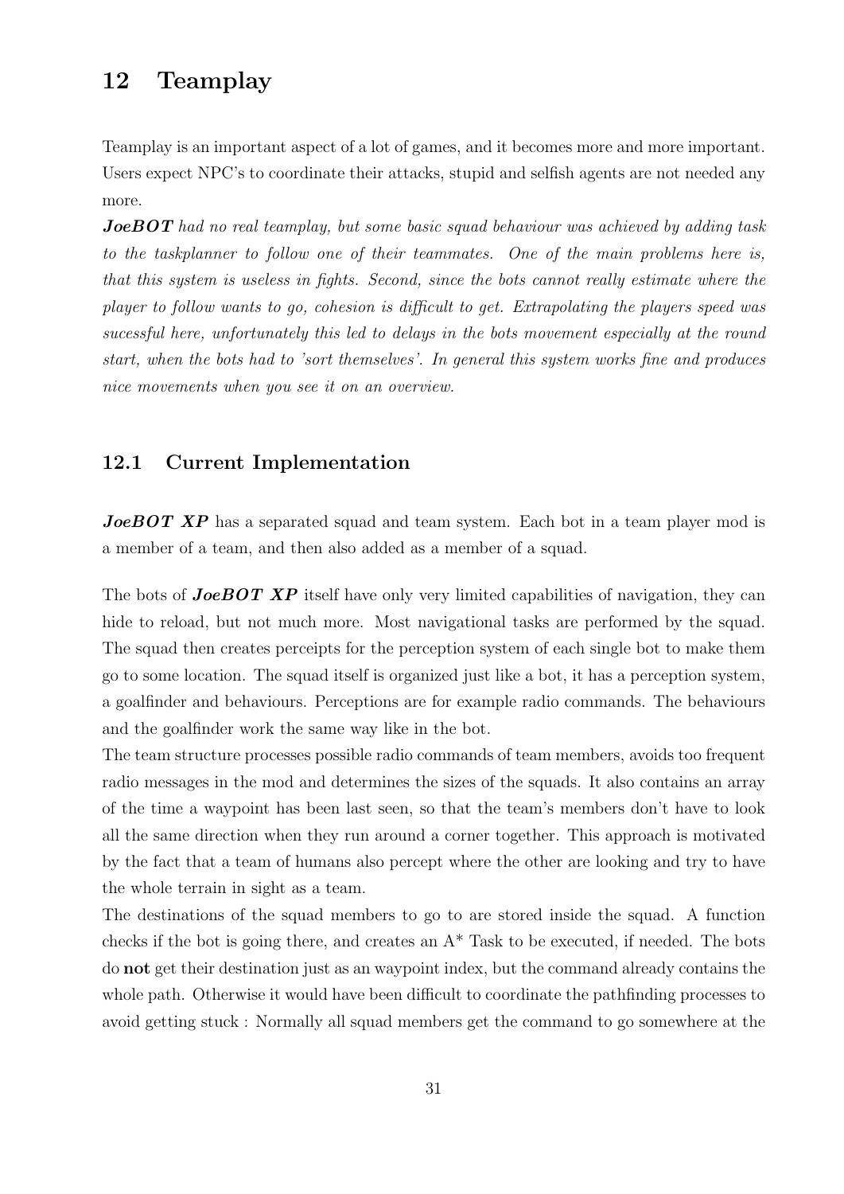## 12 Teamplay

Teamplay is an important aspect of a lot of games, and it becomes more and more important. Users expect NPC's to coordinate their attacks, stupid and selfish agents are not needed any more.

***JoeBOT*** *had no real teamplay, but some basic squad behaviour was achieved by adding task to the taskplanner to follow one of their teammates. One of the main problems here is, that this system is useless in fights. Second, since the bots cannot really estimate where the player to follow wants to go, cohesion is difficult to get. Extrapolating the players speed was sucessful here, unfortunately this led to delays in the bots movement especially at the round start, when the bots had to 'sort themselves'. In general this system works fine and produces nice movements when you see it on an overview.*

### 12.1 Current Implementation

***JoeBOT XP*** has a separated squad and team system. Each bot in a team player mod is a member of a team, and then also added as a member of a squad.

The bots of ***JoeBOT XP*** itself have only very limited capabilities of navigation, they can hide to reload, but not much more. Most navigational tasks are performed by the squad. The squad then creates perceipts for the perception system of each single bot to make them go to some location. The squad itself is organized just like a bot, it has a perception system, a goalfinder and behaviours. Perceptions are for example radio commands. The behaviours and the goalfinder work the same way like in the bot.

The team structure processes possible radio commands of team members, avoids too frequent radio messages in the mod and determines the sizes of the squads. It also contains an array of the time a waypoint has been last seen, so that the team's members don't have to look all the same direction when they run around a corner together. This approach is motivated by the fact that a team of humans also percept where the other are looking and try to have the whole terrain in sight as a team.

The destinations of the squad members to go to are stored inside the squad. A function checks if the bot is going there, and creates an A* Task to be executed, if needed. The bots do **not** get their destination just as an waypoint index, but the command already contains the whole path. Otherwise it would have been difficult to coordinate the pathfinding processes to avoid getting stuck : Normally all squad members get the command to go somewhere at the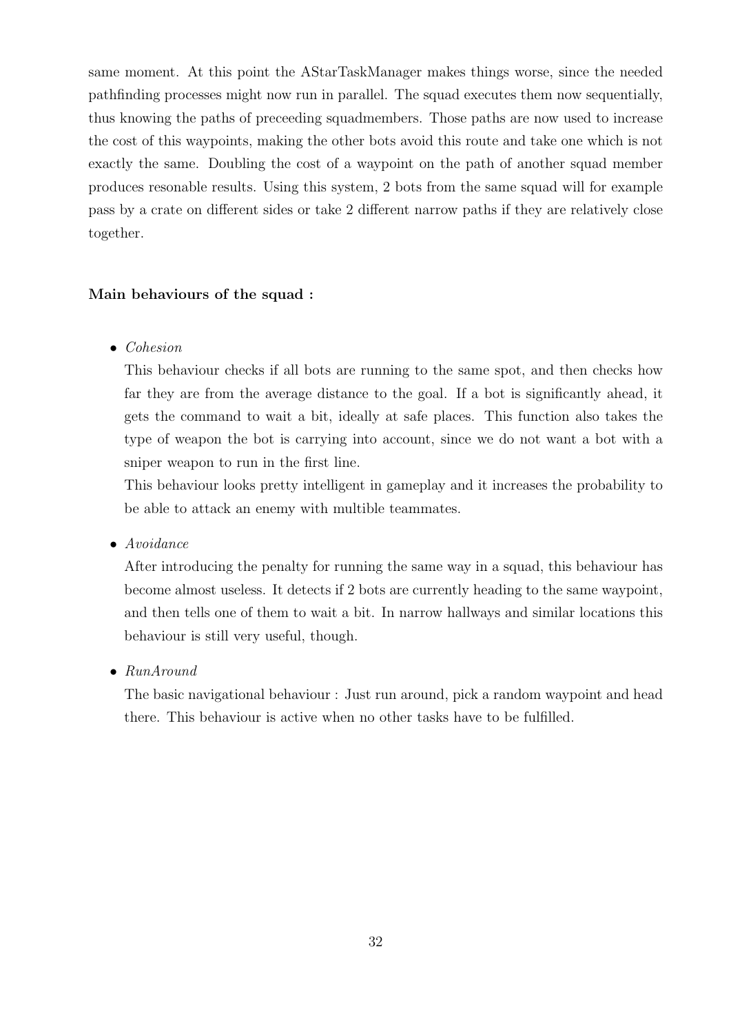same moment. At this point the AStarTaskManager makes things worse, since the needed pathfinding processes might now run in parallel. The squad executes them now sequentially, thus knowing the paths of preceeding squadmembers. Those paths are now used to increase the cost of this waypoints, making the other bots avoid this route and take one which is not exactly the same. Doubling the cost of a waypoint on the path of another squad member produces resonable results. Using this system, 2 bots from the same squad will for example pass by a crate on different sides or take 2 different narrow paths if they are relatively close together.

**Main behaviours of the squad :**

- *Cohesion*

  This behaviour checks if all bots are running to the same spot, and then checks how far they are from the average distance to the goal. If a bot is significantly ahead, it gets the command to wait a bit, ideally at safe places. This function also takes the type of weapon the bot is carrying into account, since we do not want a bot with a sniper weapon to run in the first line.

  This behaviour looks pretty intelligent in gameplay and it increases the probability to be able to attack an enemy with multible teammates.

- *Avoidance*

  After introducing the penalty for running the same way in a squad, this behaviour has become almost useless. It detects if 2 bots are currently heading to the same waypoint, and then tells one of them to wait a bit. In narrow hallways and similar locations this behaviour is still very useful, though.

- *RunAround*

  The basic navigational behaviour : Just run around, pick a random waypoint and head there. This behaviour is active when no other tasks have to be fulfilled.